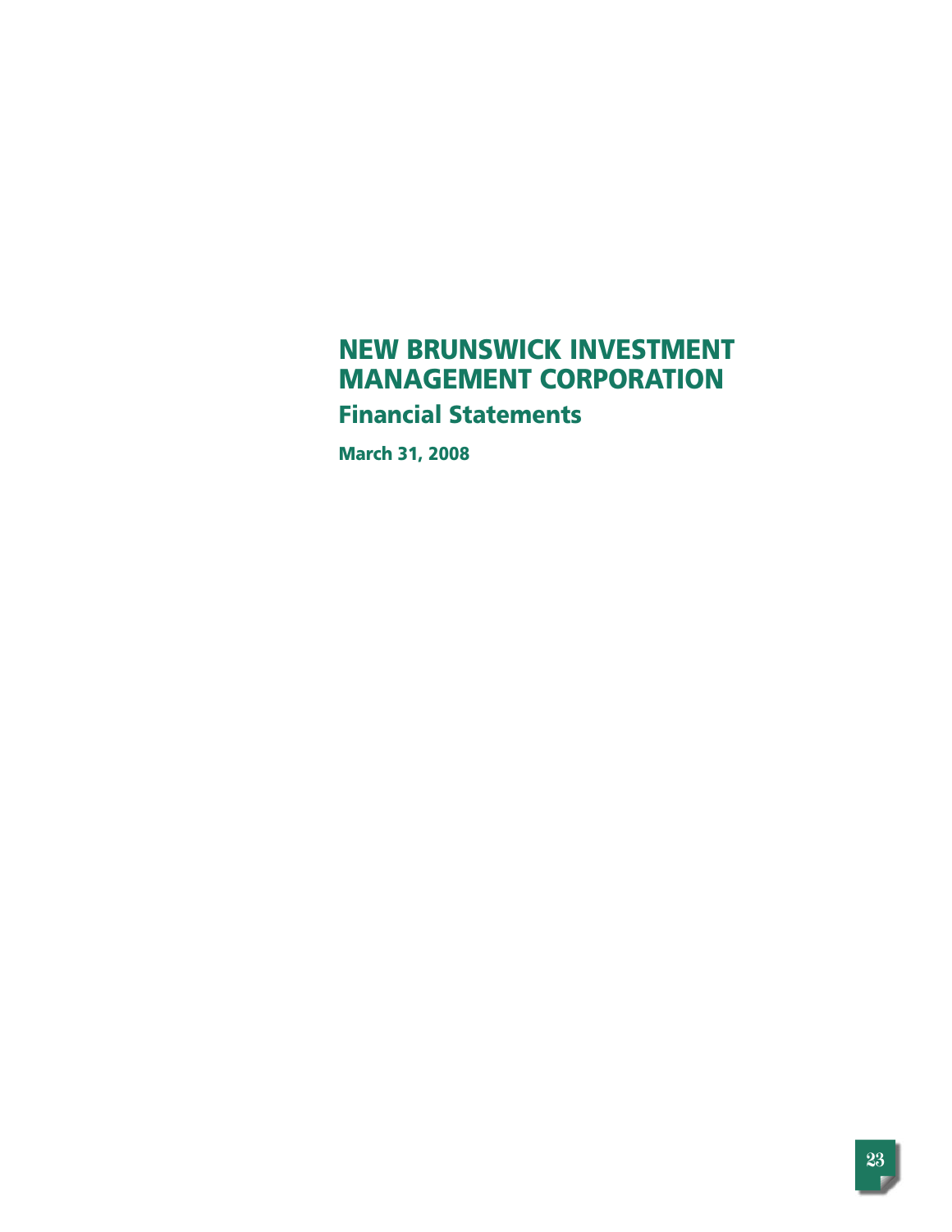# NEW BRUNSWICK INVESTMENT MANAGEMENT CORPORATION

## Financial Statements

**March 31, 2008**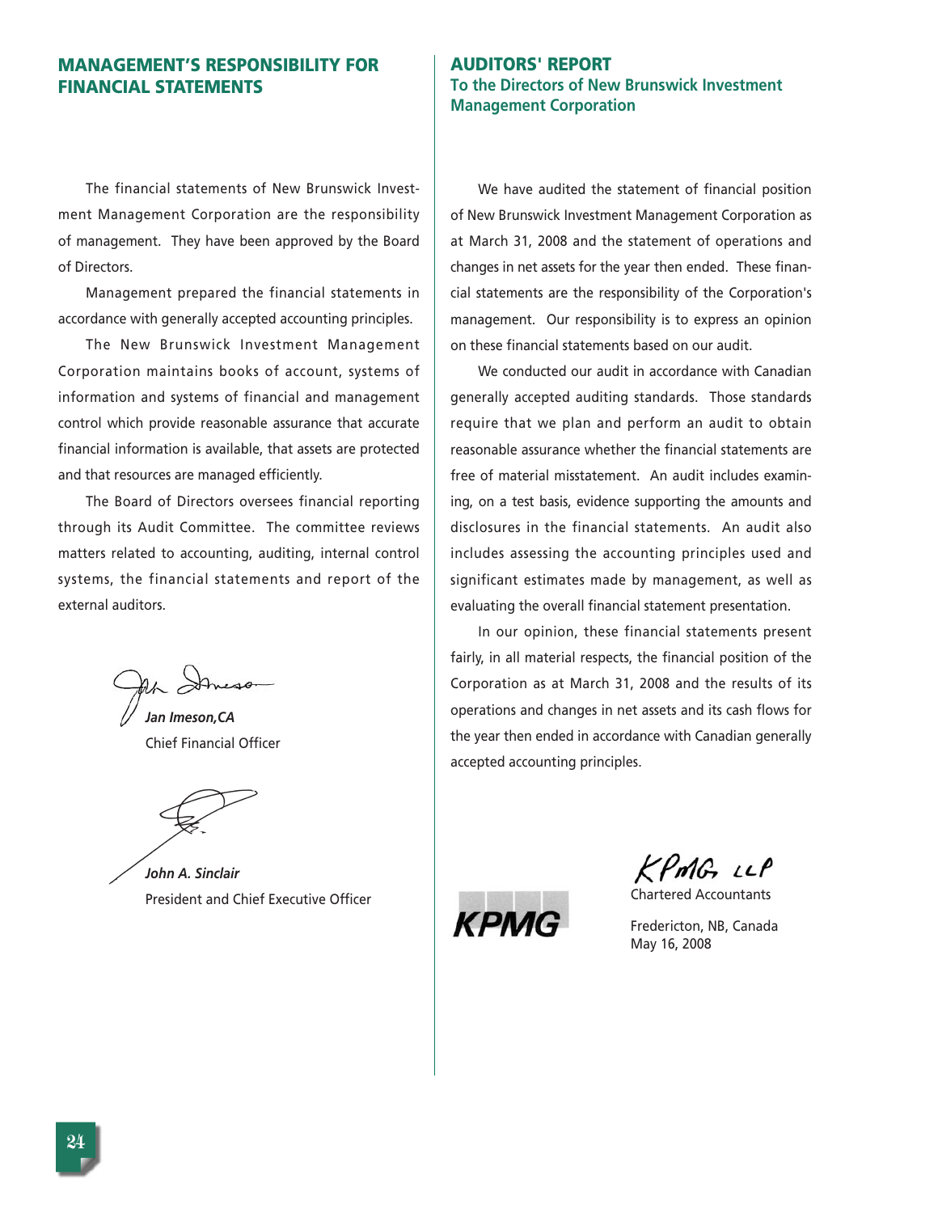## MANAGEMENT'S RESPONSIBILITY FOR FINANCIAL STATEMENTS

The financial statements of New Brunswick Investment Management Corporation are the responsibility of management. They have been approved by the Board of Directors.

Management prepared the financial statements in accordance with generally accepted accounting principles.

The New Brunswick Investment Management Corporation maintains books of account, systems of information and systems of financial and management control which provide reasonable assurance that accurate financial information is available, that assets are protected and that resources are managed efficiently.

The Board of Directors oversees financial reporting through its Audit Committee. The committee reviews matters related to accounting, auditing, internal control systems, the financial statements and report of the external auditors.

***Jan Imeson,CA***
Chief Financial Officer

***John A. Sinclair***
President and Chief Executive Officer

## AUDITORS' REPORT
### To the Directors of New Brunswick Investment Management Corporation

We have audited the statement of financial position of New Brunswick Investment Management Corporation as at March 31, 2008 and the statement of operations and changes in net assets for the year then ended. These financial statements are the responsibility of the Corporation's management. Our responsibility is to express an opinion on these financial statements based on our audit.

We conducted our audit in accordance with Canadian generally accepted auditing standards. Those standards require that we plan and perform an audit to obtain reasonable assurance whether the financial statements are free of material misstatement. An audit includes examining, on a test basis, evidence supporting the amounts and disclosures in the financial statements. An audit also includes assessing the accounting principles used and significant estimates made by management, as well as evaluating the overall financial statement presentation.

In our opinion, these financial statements present fairly, in all material respects, the financial position of the Corporation as at March 31, 2008 and the results of its operations and changes in net assets and its cash flows for the year then ended in accordance with Canadian generally accepted accounting principles.

KPMG LLP
Chartered Accountants

Fredericton, NB, Canada
May 16, 2008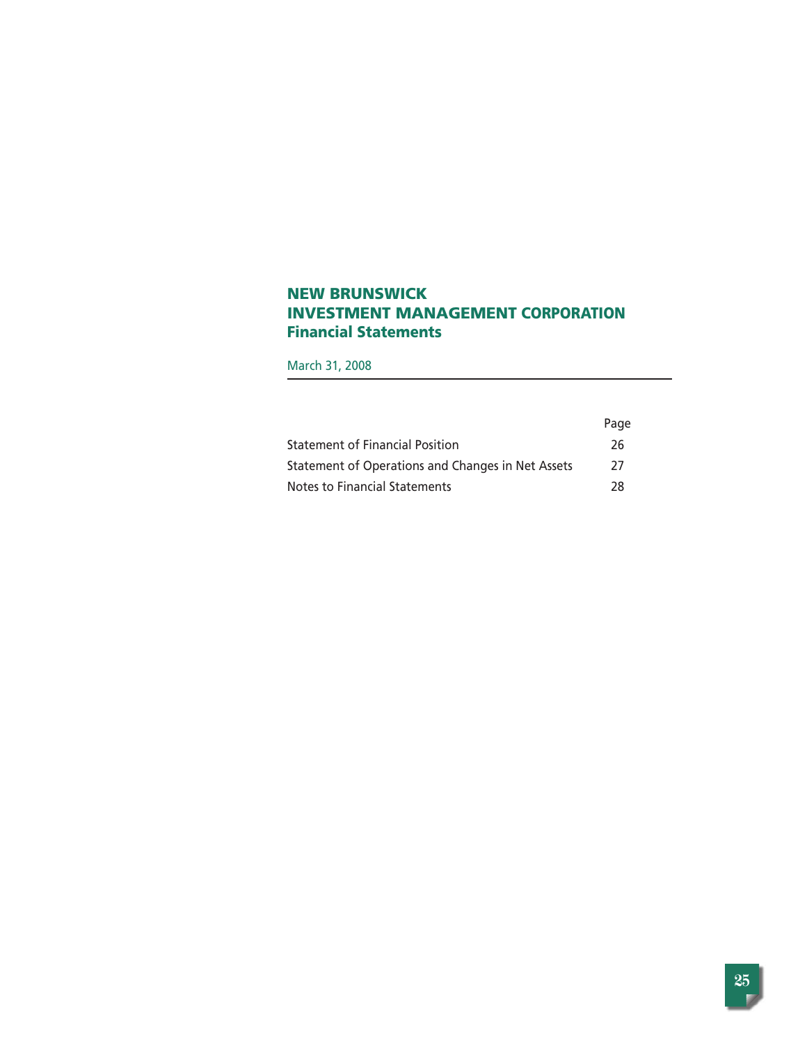# NEW BRUNSWICK INVESTMENT MANAGEMENT CORPORATION
## Financial Statements

March 31, 2008

| | Page |
|---|---|
| Statement of Financial Position | 26 |
| Statement of Operations and Changes in Net Assets | 27 |
| Notes to Financial Statements | 28 |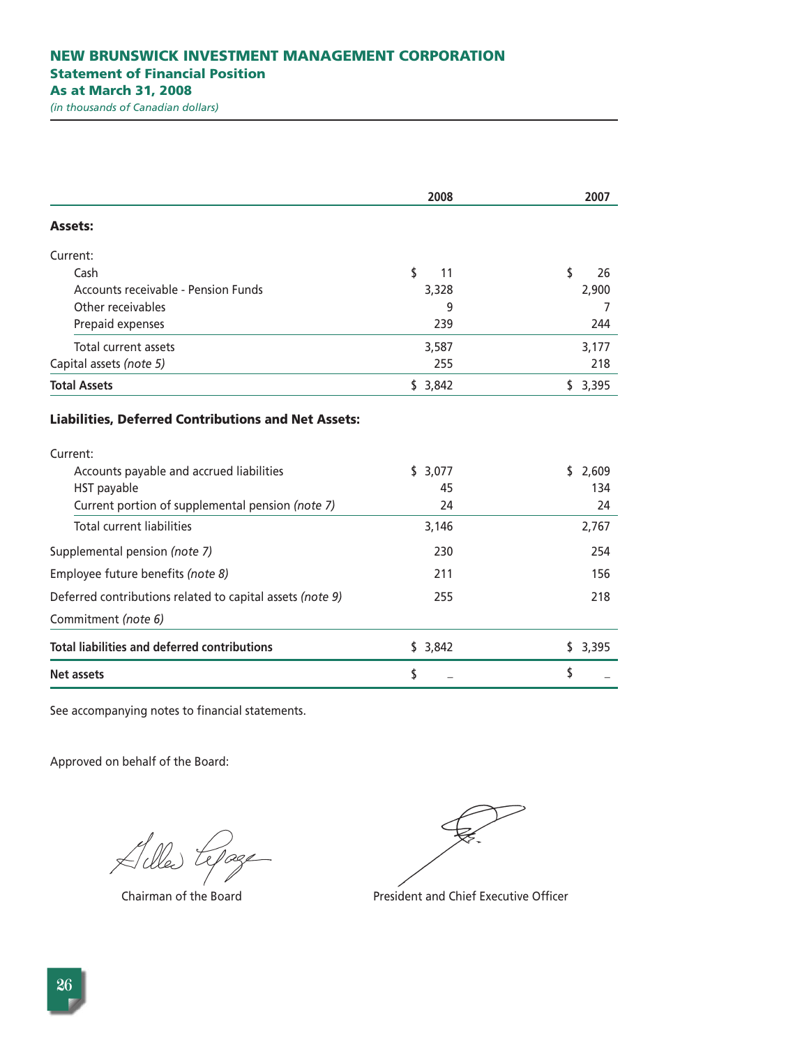# NEW BRUNSWICK INVESTMENT MANAGEMENT CORPORATION

## Statement of Financial Position

### As at March 31, 2008

*(in thousands of Canadian dollars)*

| | 2008 | 2007 |
|---|---|---|
| **Assets:** | | |
| Current: | | |
| Cash | $ 11 | $ 26 |
| Accounts receivable - Pension Funds | 3,328 | 2,900 |
| Other receivables | 9 | 7 |
| Prepaid expenses | 239 | 244 |
| Total current assets | 3,587 | 3,177 |
| Capital assets *(note 5)* | 255 | 218 |
| **Total Assets** | $ 3,842 | $ 3,395 |
| **Liabilities, Deferred Contributions and Net Assets:** | | |
| Current: | | |
| Accounts payable and accrued liabilities | $ 3,077 | $ 2,609 |
| HST payable | 45 | 134 |
| Current portion of supplemental pension *(note 7)* | 24 | 24 |
| Total current liabilities | 3,146 | 2,767 |
| Supplemental pension *(note 7)* | 230 | 254 |
| Employee future benefits *(note 8)* | 211 | 156 |
| Deferred contributions related to capital assets *(note 9)* | 255 | 218 |
| Commitment *(note 6)* | | |
| **Total liabilities and deferred contributions** | $ 3,842 | $ 3,395 |
| **Net assets** | $ – | $ – |

See accompanying notes to financial statements.

Approved on behalf of the Board:

Chairman of the Board

President and Chief Executive Officer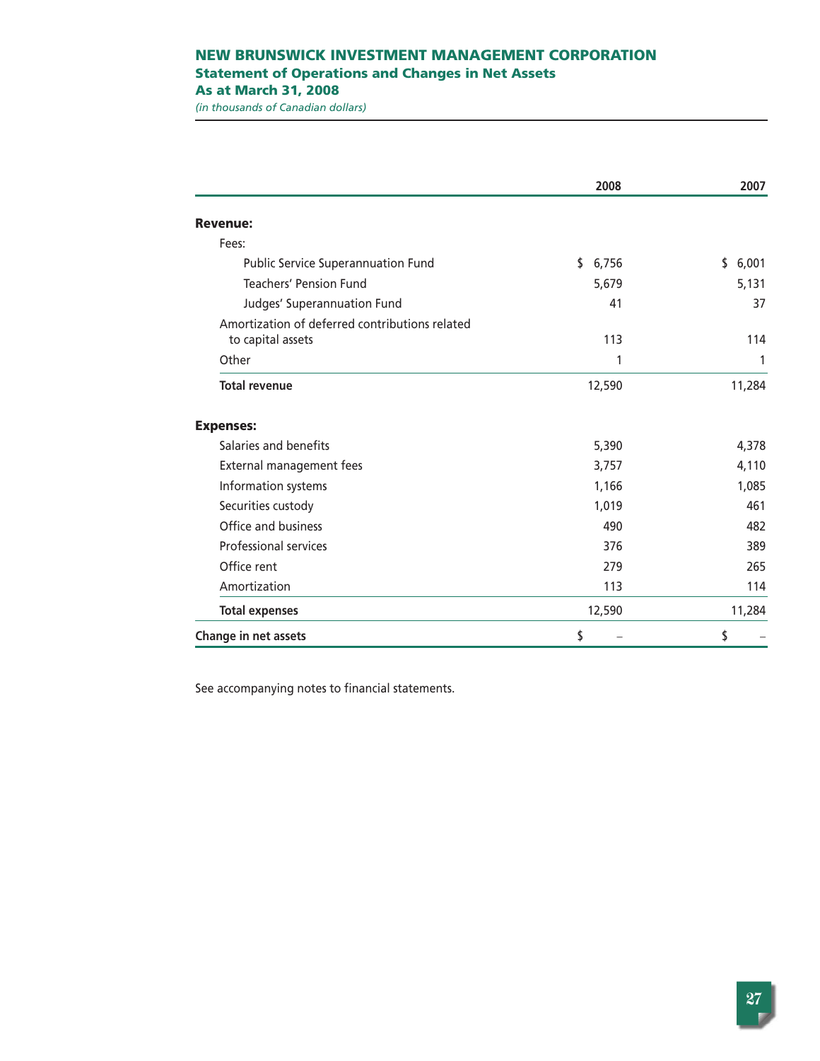# NEW BRUNSWICK INVESTMENT MANAGEMENT CORPORATION

## Statement of Operations and Changes in Net Assets

## As at March 31, 2008

*(in thousands of Canadian dollars)*

| | 2008 | 2007 |
|---|---|---|
| **Revenue:** | | |
| Fees: | | |
| Public Service Superannuation Fund | $ 6,756 | $ 6,001 |
| Teachers' Pension Fund | 5,679 | 5,131 |
| Judges' Superannuation Fund | 41 | 37 |
| Amortization of deferred contributions related to capital assets | 113 | 114 |
| Other | 1 | 1 |
| **Total revenue** | 12,590 | 11,284 |
| **Expenses:** | | |
| Salaries and benefits | 5,390 | 4,378 |
| External management fees | 3,757 | 4,110 |
| Information systems | 1,166 | 1,085 |
| Securities custody | 1,019 | 461 |
| Office and business | 490 | 482 |
| Professional services | 376 | 389 |
| Office rent | 279 | 265 |
| Amortization | 113 | 114 |
| **Total expenses** | 12,590 | 11,284 |
| **Change in net assets** | $ – | $ – |

See accompanying notes to financial statements.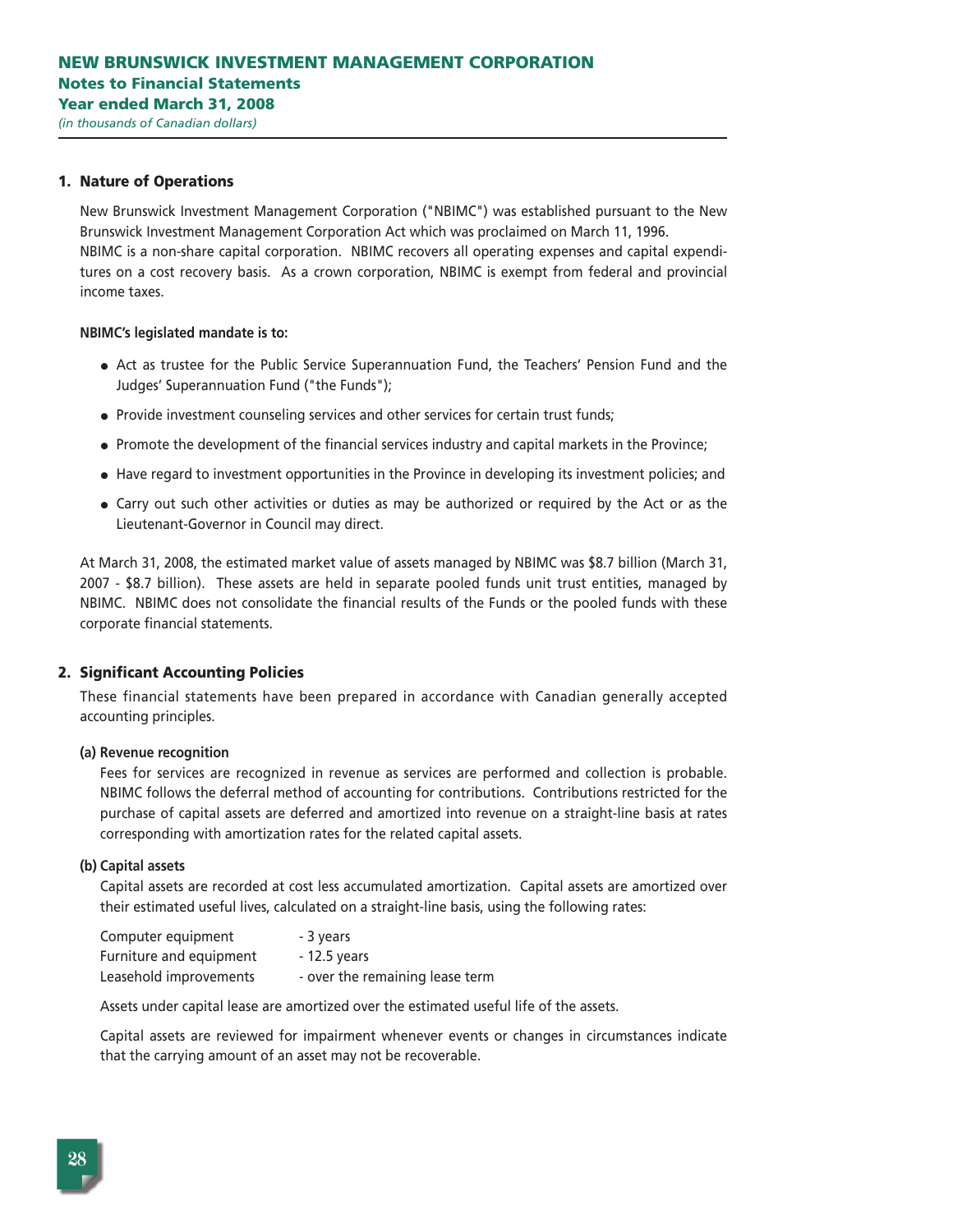# NEW BRUNSWICK INVESTMENT MANAGEMENT CORPORATION

## Notes to Financial Statements

## Year ended March 31, 2008

*(in thousands of Canadian dollars)*

### 1. Nature of Operations

New Brunswick Investment Management Corporation ("NBIMC") was established pursuant to the New Brunswick Investment Management Corporation Act which was proclaimed on March 11, 1996. NBIMC is a non-share capital corporation. NBIMC recovers all operating expenses and capital expenditures on a cost recovery basis. As a crown corporation, NBIMC is exempt from federal and provincial income taxes.

**NBIMC's legislated mandate is to:**

- Act as trustee for the Public Service Superannuation Fund, the Teachers' Pension Fund and the Judges' Superannuation Fund ("the Funds");
- Provide investment counseling services and other services for certain trust funds;
- Promote the development of the financial services industry and capital markets in the Province;
- Have regard to investment opportunities in the Province in developing its investment policies; and
- Carry out such other activities or duties as may be authorized or required by the Act or as the Lieutenant-Governor in Council may direct.

At March 31, 2008, the estimated market value of assets managed by NBIMC was $8.7 billion (March 31, 2007 - $8.7 billion). These assets are held in separate pooled funds unit trust entities, managed by NBIMC. NBIMC does not consolidate the financial results of the Funds or the pooled funds with these corporate financial statements.

### 2. Significant Accounting Policies

These financial statements have been prepared in accordance with Canadian generally accepted accounting principles.

**(a) Revenue recognition**

Fees for services are recognized in revenue as services are performed and collection is probable. NBIMC follows the deferral method of accounting for contributions. Contributions restricted for the purchase of capital assets are deferred and amortized into revenue on a straight-line basis at rates corresponding with amortization rates for the related capital assets.

**(b) Capital assets**

Capital assets are recorded at cost less accumulated amortization. Capital assets are amortized over their estimated useful lives, calculated on a straight-line basis, using the following rates:

| | |
|---|---|
| Computer equipment | - 3 years |
| Furniture and equipment | - 12.5 years |
| Leasehold improvements | - over the remaining lease term |

Assets under capital lease are amortized over the estimated useful life of the assets.

Capital assets are reviewed for impairment whenever events or changes in circumstances indicate that the carrying amount of an asset may not be recoverable.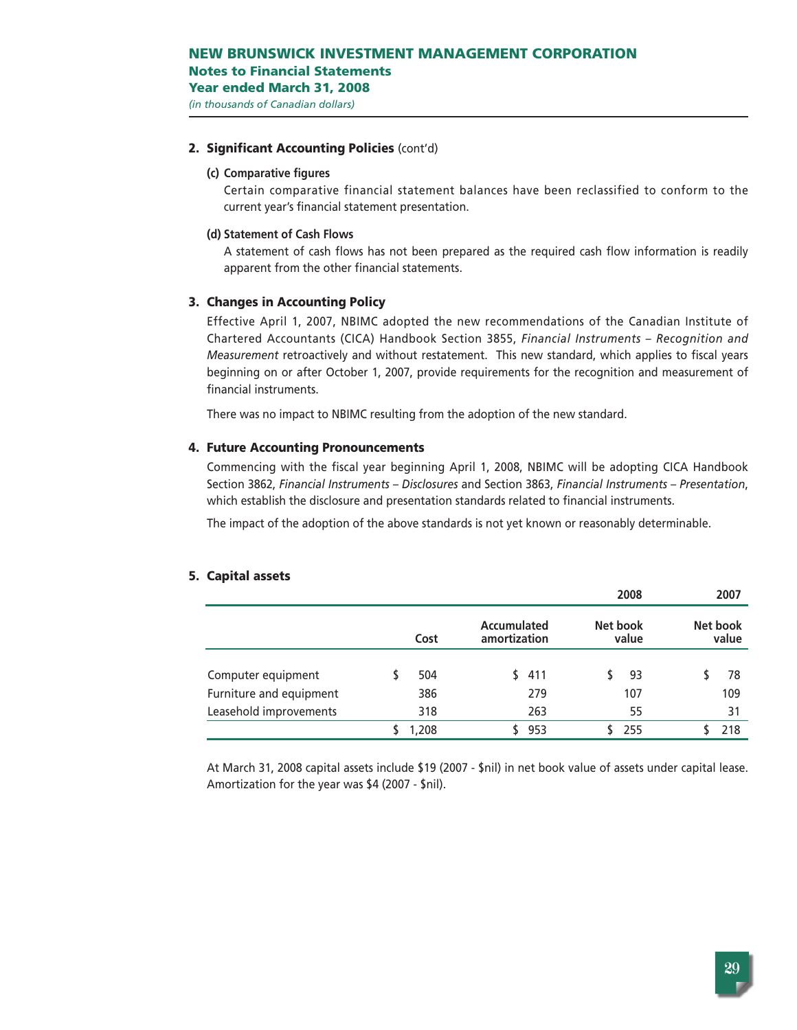## 2. Significant Accounting Policies (cont'd)

**(c) Comparative figures**

Certain comparative financial statement balances have been reclassified to conform to the current year's financial statement presentation.

**(d) Statement of Cash Flows**

A statement of cash flows has not been prepared as the required cash flow information is readily apparent from the other financial statements.

## 3. Changes in Accounting Policy

Effective April 1, 2007, NBIMC adopted the new recommendations of the Canadian Institute of Chartered Accountants (CICA) Handbook Section 3855, *Financial Instruments – Recognition and Measurement* retroactively and without restatement. This new standard, which applies to fiscal years beginning on or after October 1, 2007, provide requirements for the recognition and measurement of financial instruments.

There was no impact to NBIMC resulting from the adoption of the new standard.

## 4. Future Accounting Pronouncements

Commencing with the fiscal year beginning April 1, 2008, NBIMC will be adopting CICA Handbook Section 3862, *Financial Instruments – Disclosures* and Section 3863, *Financial Instruments – Presentation*, which establish the disclosure and presentation standards related to financial instruments.

The impact of the adoption of the above standards is not yet known or reasonably determinable.

## 5. Capital assets

| | | | 2008 | 2007 |
|---|---|---|---|---|
| | Cost | Accumulated amortization | Net book value | Net book value |
| Computer equipment | $ 504 | $ 411 | $ 93 | $ 78 |
| Furniture and equipment | 386 | 279 | 107 | 109 |
| Leasehold improvements | 318 | 263 | 55 | 31 |
| | $ 1,208 | $ 953 | $ 255 | $ 218 |

At March 31, 2008 capital assets include $19 (2007 - $nil) in net book value of assets under capital lease. Amortization for the year was $4 (2007 - $nil).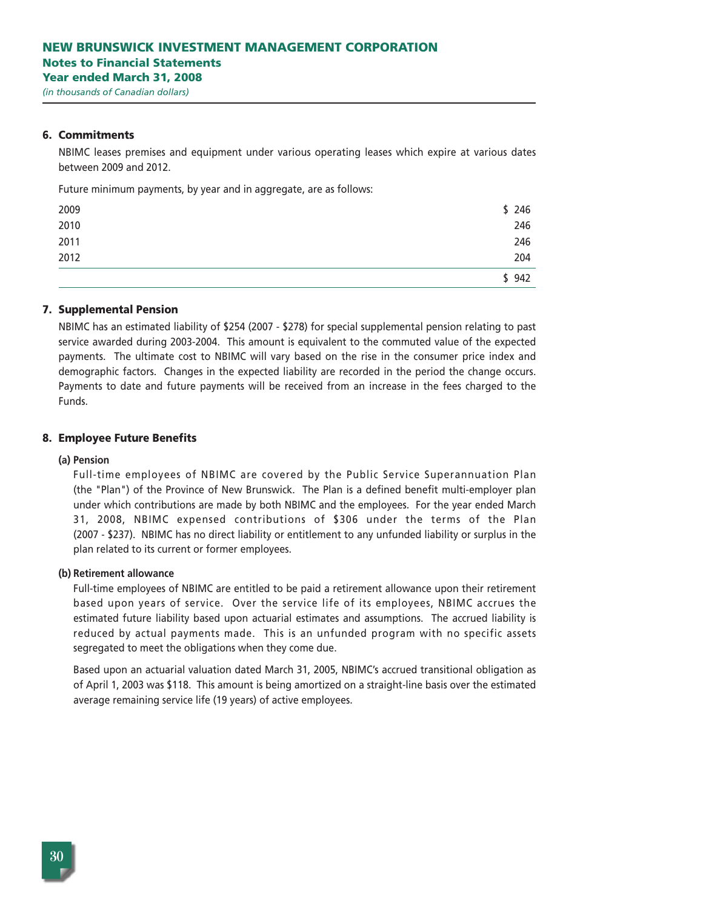## 6. Commitments

NBIMC leases premises and equipment under various operating leases which expire at various dates between 2009 and 2012.

Future minimum payments, by year and in aggregate, are as follows:

| | |
|---|---|
| 2009 | $ 246 |
| 2010 | 246 |
| 2011 | 246 |
| 2012 | 204 |
| | $ 942 |

## 7. Supplemental Pension

NBIMC has an estimated liability of $254 (2007 - $278) for special supplemental pension relating to past service awarded during 2003-2004. This amount is equivalent to the commuted value of the expected payments. The ultimate cost to NBIMC will vary based on the rise in the consumer price index and demographic factors. Changes in the expected liability are recorded in the period the change occurs. Payments to date and future payments will be received from an increase in the fees charged to the Funds.

## 8. Employee Future Benefits

### (a) Pension

Full-time employees of NBIMC are covered by the Public Service Superannuation Plan (the "Plan") of the Province of New Brunswick. The Plan is a defined benefit multi-employer plan under which contributions are made by both NBIMC and the employees. For the year ended March 31, 2008, NBIMC expensed contributions of $306 under the terms of the Plan (2007 - $237). NBIMC has no direct liability or entitlement to any unfunded liability or surplus in the plan related to its current or former employees.

### (b) Retirement allowance

Full-time employees of NBIMC are entitled to be paid a retirement allowance upon their retirement based upon years of service. Over the service life of its employees, NBIMC accrues the estimated future liability based upon actuarial estimates and assumptions. The accrued liability is reduced by actual payments made. This is an unfunded program with no specific assets segregated to meet the obligations when they come due.

Based upon an actuarial valuation dated March 31, 2005, NBIMC's accrued transitional obligation as of April 1, 2003 was $118. This amount is being amortized on a straight-line basis over the estimated average remaining service life (19 years) of active employees.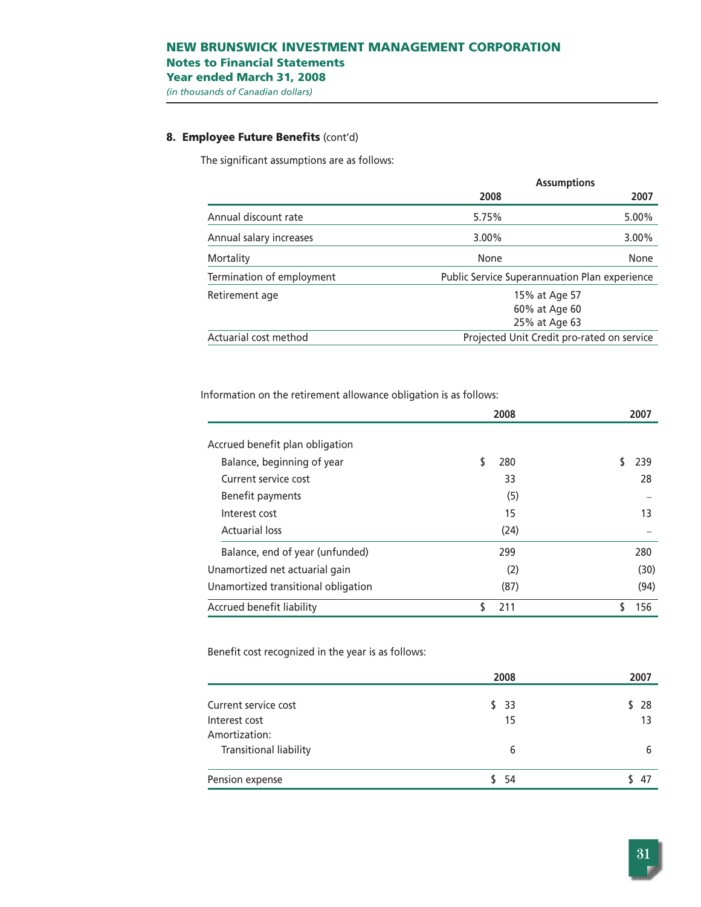## 8. Employee Future Benefits (cont'd)

The significant assumptions are as follows:

| | Assumptions | |
|---|---|---|
| | **2008** | **2007** |
| Annual discount rate | 5.75% | 5.00% |
| Annual salary increases | 3.00% | 3.00% |
| Mortality | None | None |
| Termination of employment | Public Service Superannuation Plan experience | |
| Retirement age | 15% at Age 57<br>60% at Age 60<br>25% at Age 63 | |
| Actuarial cost method | Projected Unit Credit pro-rated on service | |

Information on the retirement allowance obligation is as follows:

| | 2008 | 2007 |
|---|---|---|
| Accrued benefit plan obligation | | |
| Balance, beginning of year | $ 280 | $ 239 |
| Current service cost | 33 | 28 |
| Benefit payments | (5) | – |
| Interest cost | 15 | 13 |
| Actuarial loss | (24) | – |
| Balance, end of year (unfunded) | 299 | 280 |
| Unamortized net actuarial gain | (2) | (30) |
| Unamortized transitional obligation | (87) | (94) |
| Accrued benefit liability | $ 211 | $ 156 |

Benefit cost recognized in the year is as follows:

| | 2008 | 2007 |
|---|---|---|
| Current service cost | $ 33 | $ 28 |
| Interest cost | 15 | 13 |
| Amortization: | | |
| Transitional liability | 6 | 6 |
| Pension expense | $ 54 | $ 47 |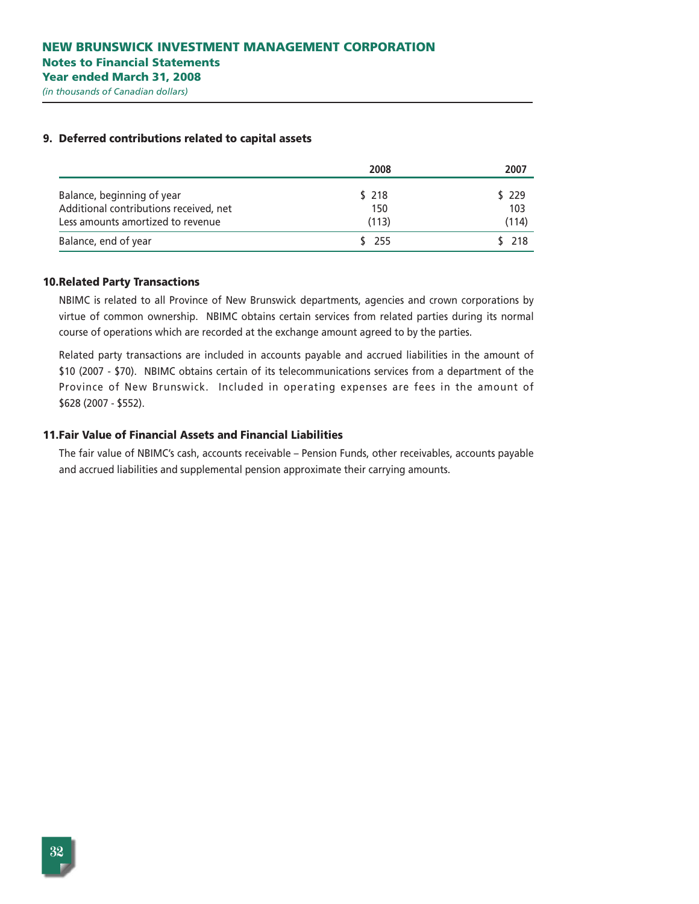# NEW BRUNSWICK INVESTMENT MANAGEMENT CORPORATION
## Notes to Financial Statements
## Year ended March 31, 2008
*(in thousands of Canadian dollars)*

### 9. Deferred contributions related to capital assets

| | 2008 | 2007 |
|---|---|---|
| Balance, beginning of year | $ 218 | $ 229 |
| Additional contributions received, net | 150 | 103 |
| Less amounts amortized to revenue | (113) | (114) |
| Balance, end of year | $ 255 | $ 218 |

### 10. Related Party Transactions

NBIMC is related to all Province of New Brunswick departments, agencies and crown corporations by virtue of common ownership. NBIMC obtains certain services from related parties during its normal course of operations which are recorded at the exchange amount agreed to by the parties.

Related party transactions are included in accounts payable and accrued liabilities in the amount of $10 (2007 - $70). NBIMC obtains certain of its telecommunications services from a department of the Province of New Brunswick. Included in operating expenses are fees in the amount of $628 (2007 - $552).

### 11. Fair Value of Financial Assets and Financial Liabilities

The fair value of NBIMC's cash, accounts receivable – Pension Funds, other receivables, accounts payable and accrued liabilities and supplemental pension approximate their carrying amounts.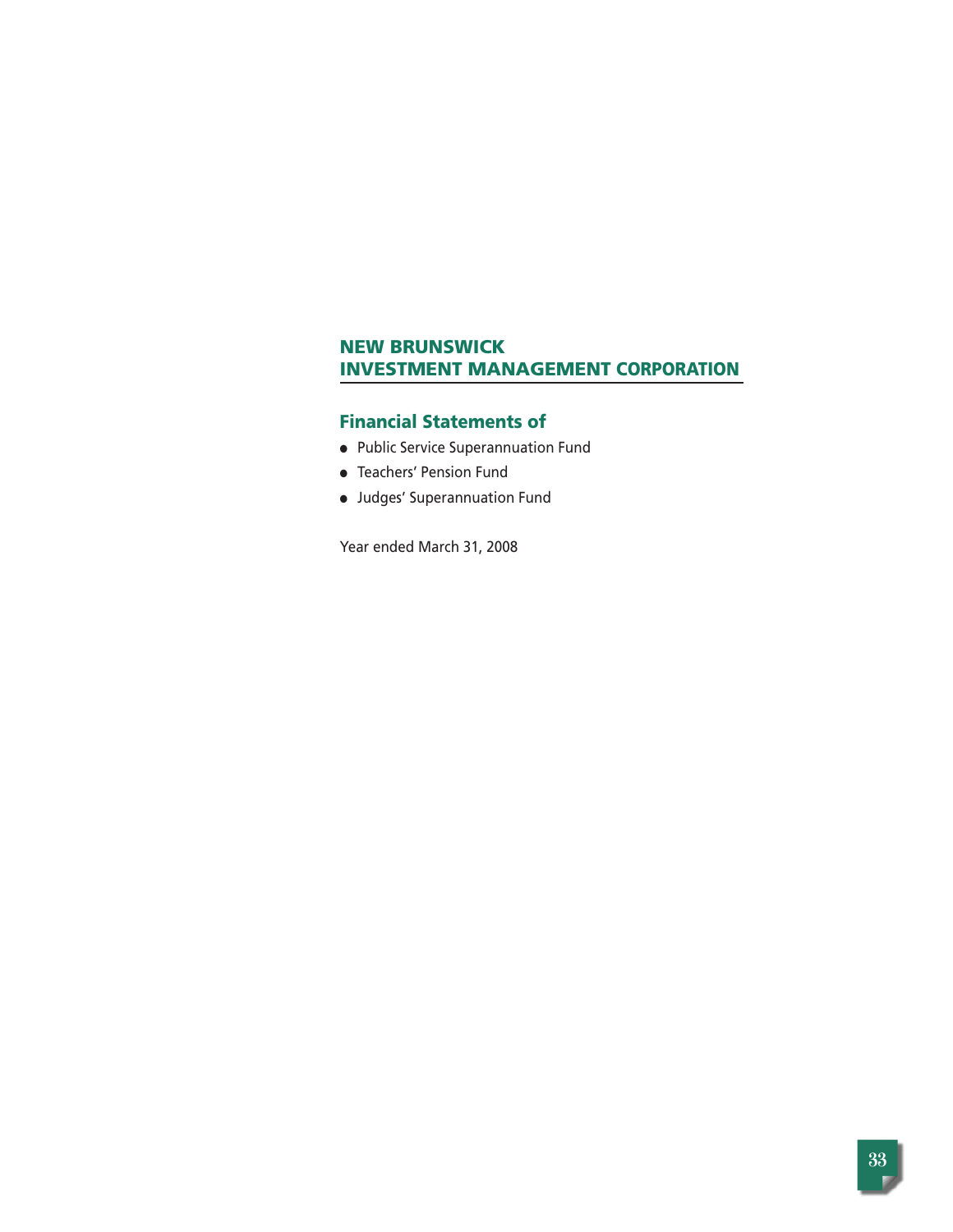# NEW BRUNSWICK INVESTMENT MANAGEMENT CORPORATION

## Financial Statements of

- Public Service Superannuation Fund
- Teachers' Pension Fund
- Judges' Superannuation Fund

Year ended March 31, 2008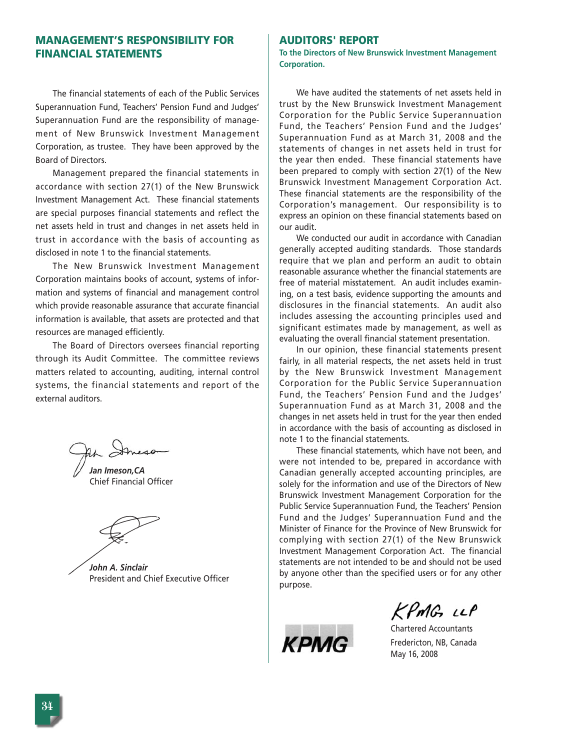## MANAGEMENT'S RESPONSIBILITY FOR FINANCIAL STATEMENTS

The financial statements of each of the Public Services Superannuation Fund, Teachers' Pension Fund and Judges' Superannuation Fund are the responsibility of management of New Brunswick Investment Management Corporation, as trustee. They have been approved by the Board of Directors.

Management prepared the financial statements in accordance with section 27(1) of the New Brunswick Investment Management Act. These financial statements are special purposes financial statements and reflect the net assets held in trust and changes in net assets held in trust in accordance with the basis of accounting as disclosed in note 1 to the financial statements.

The New Brunswick Investment Management Corporation maintains books of account, systems of information and systems of financial and management control which provide reasonable assurance that accurate financial information is available, that assets are protected and that resources are managed efficiently.

The Board of Directors oversees financial reporting through its Audit Committee. The committee reviews matters related to accounting, auditing, internal control systems, the financial statements and report of the external auditors.

***Jan Imeson,CA***
Chief Financial Officer

***John A. Sinclair***
President and Chief Executive Officer

## AUDITORS' REPORT

**To the Directors of New Brunswick Investment Management Corporation.**

We have audited the statements of net assets held in trust by the New Brunswick Investment Management Corporation for the Public Service Superannuation Fund, the Teachers' Pension Fund and the Judges' Superannuation Fund as at March 31, 2008 and the statements of changes in net assets held in trust for the year then ended. These financial statements have been prepared to comply with section 27(1) of the New Brunswick Investment Management Corporation Act. These financial statements are the responsibility of the Corporation's management. Our responsibility is to express an opinion on these financial statements based on our audit.

We conducted our audit in accordance with Canadian generally accepted auditing standards. Those standards require that we plan and perform an audit to obtain reasonable assurance whether the financial statements are free of material misstatement. An audit includes examining, on a test basis, evidence supporting the amounts and disclosures in the financial statements. An audit also includes assessing the accounting principles used and significant estimates made by management, as well as evaluating the overall financial statement presentation.

In our opinion, these financial statements present fairly, in all material respects, the net assets held in trust by the New Brunswick Investment Management Corporation for the Public Service Superannuation Fund, the Teachers' Pension Fund and the Judges' Superannuation Fund as at March 31, 2008 and the changes in net assets held in trust for the year then ended in accordance with the basis of accounting as disclosed in note 1 to the financial statements.

These financial statements, which have not been, and were not intended to be, prepared in accordance with Canadian generally accepted accounting principles, are solely for the information and use of the Directors of New Brunswick Investment Management Corporation for the Public Service Superannuation Fund, the Teachers' Pension Fund and the Judges' Superannuation Fund and the Minister of Finance for the Province of New Brunswick for complying with section 27(1) of the New Brunswick Investment Management Corporation Act. The financial statements are not intended to be and should not be used by anyone other than the specified users or for any other purpose.

KPMG LLP

Chartered Accountants
Fredericton, NB, Canada
May 16, 2008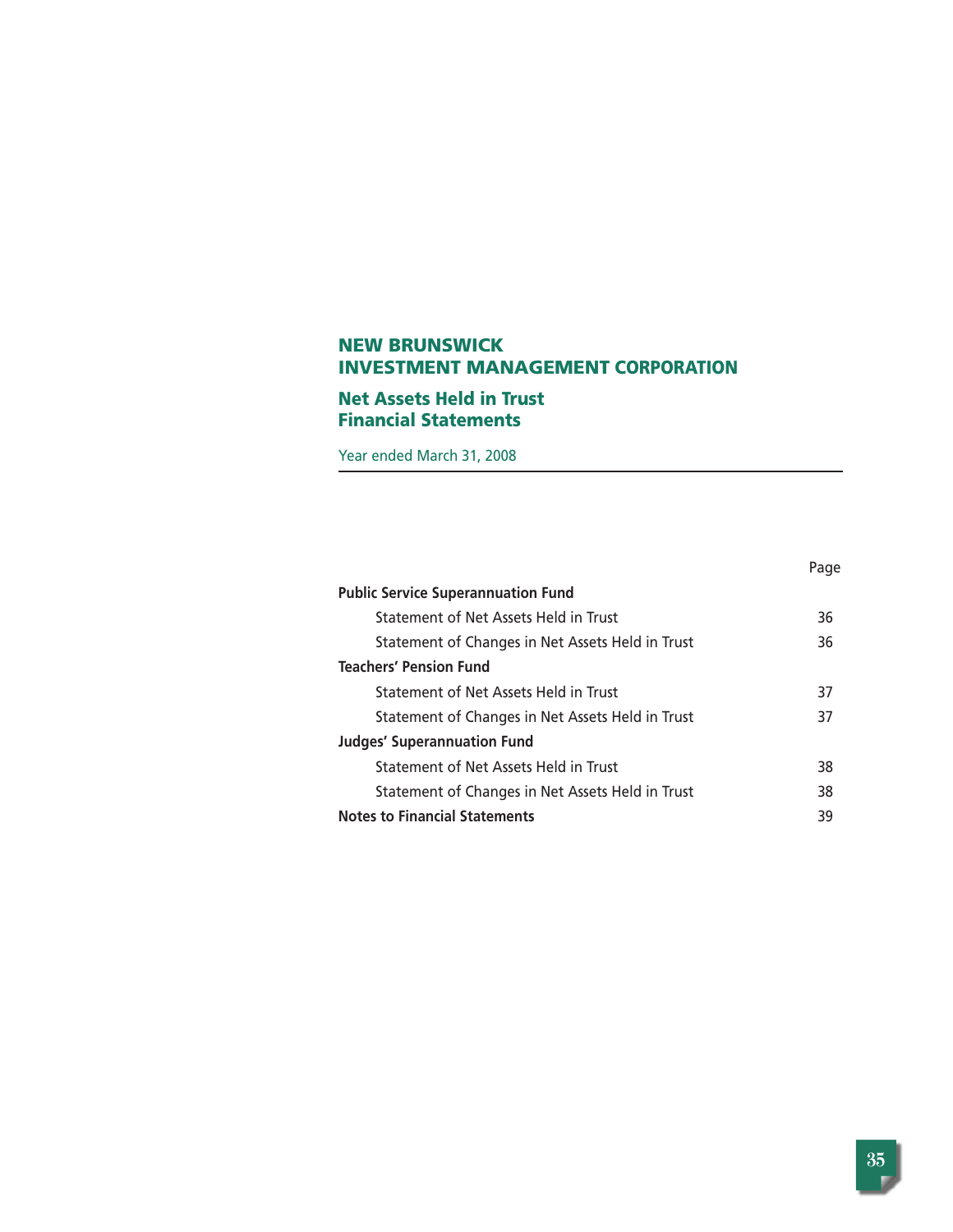# NEW BRUNSWICK INVESTMENT MANAGEMENT CORPORATION

## Net Assets Held in Trust Financial Statements

Year ended March 31, 2008

| | Page |
|---|---|
| **Public Service Superannuation Fund** | |
| Statement of Net Assets Held in Trust | 36 |
| Statement of Changes in Net Assets Held in Trust | 36 |
| **Teachers' Pension Fund** | |
| Statement of Net Assets Held in Trust | 37 |
| Statement of Changes in Net Assets Held in Trust | 37 |
| **Judges' Superannuation Fund** | |
| Statement of Net Assets Held in Trust | 38 |
| Statement of Changes in Net Assets Held in Trust | 38 |
| **Notes to Financial Statements** | 39 |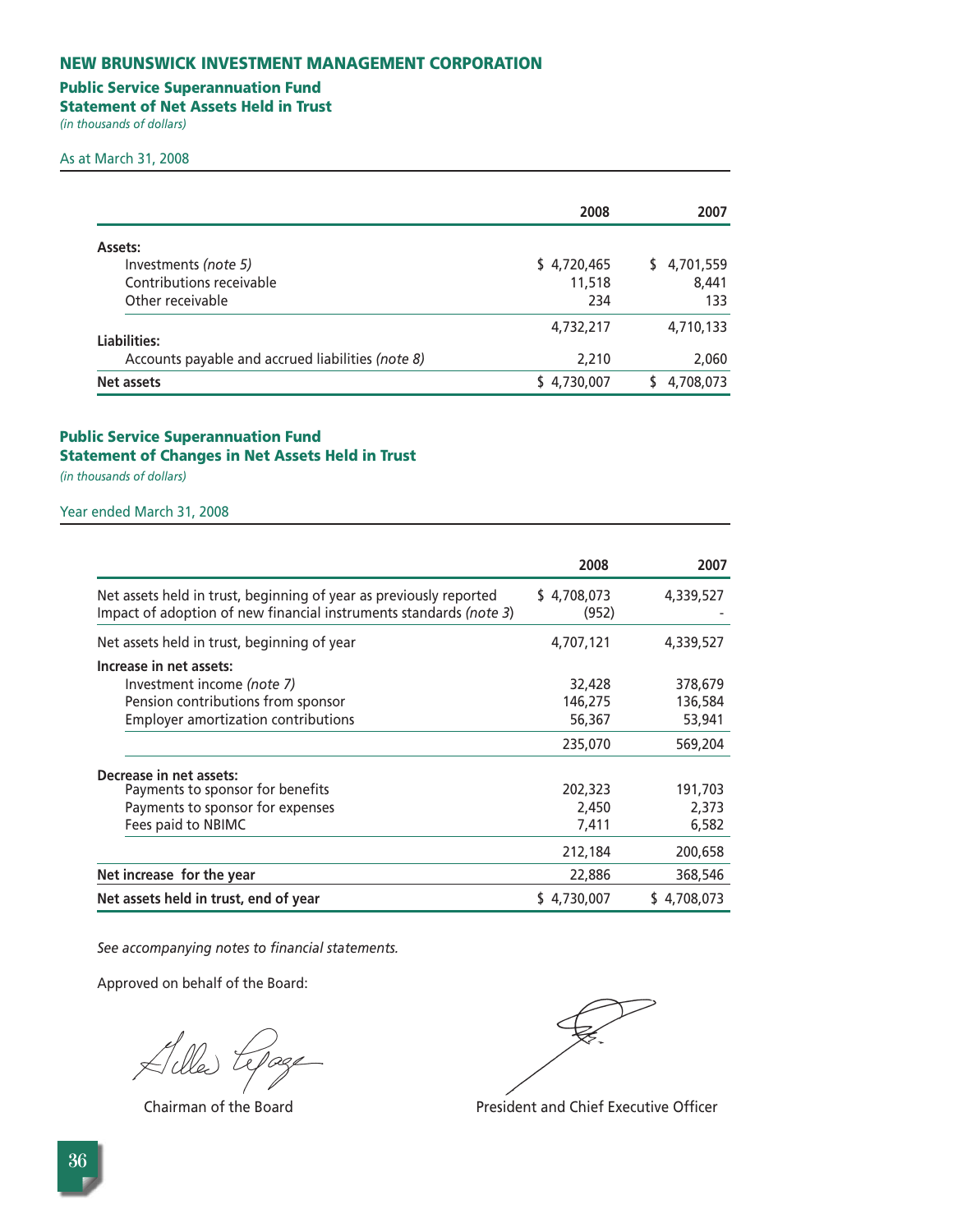# NEW BRUNSWICK INVESTMENT MANAGEMENT CORPORATION

## Public Service Superannuation Fund
## Statement of Net Assets Held in Trust

*(in thousands of dollars)*

As at March 31, 2008

| | 2008 | 2007 |
|---|---|---|
| **Assets:** | | |
| Investments *(note 5)* | $ 4,720,465 | $ 4,701,559 |
| Contributions receivable | 11,518 | 8,441 |
| Other receivable | 234 | 133 |
| | 4,732,217 | 4,710,133 |
| **Liabilities:** | | |
| Accounts payable and accrued liabilities *(note 8)* | 2,210 | 2,060 |
| **Net assets** | $ 4,730,007 | $ 4,708,073 |

## Public Service Superannuation Fund
## Statement of Changes in Net Assets Held in Trust

*(in thousands of dollars)*

Year ended March 31, 2008

| | 2008 | 2007 |
|---|---|---|
| Net assets held in trust, beginning of year as previously reported | $ 4,708,073 | 4,339,527 |
| Impact of adoption of new financial instruments standards *(note 3)* | (952) | - |
| Net assets held in trust, beginning of year | 4,707,121 | 4,339,527 |
| **Increase in net assets:** | | |
| Investment income *(note 7)* | 32,428 | 378,679 |
| Pension contributions from sponsor | 146,275 | 136,584 |
| Employer amortization contributions | 56,367 | 53,941 |
| | 235,070 | 569,204 |
| **Decrease in net assets:** | | |
| Payments to sponsor for benefits | 202,323 | 191,703 |
| Payments to sponsor for expenses | 2,450 | 2,373 |
| Fees paid to NBIMC | 7,411 | 6,582 |
| | 212,184 | 200,658 |
| **Net increase for the year** | 22,886 | 368,546 |
| **Net assets held in trust, end of year** | $ 4,730,007 | $ 4,708,073 |

*See accompanying notes to financial statements.*

Approved on behalf of the Board:

Chairman of the Board

President and Chief Executive Officer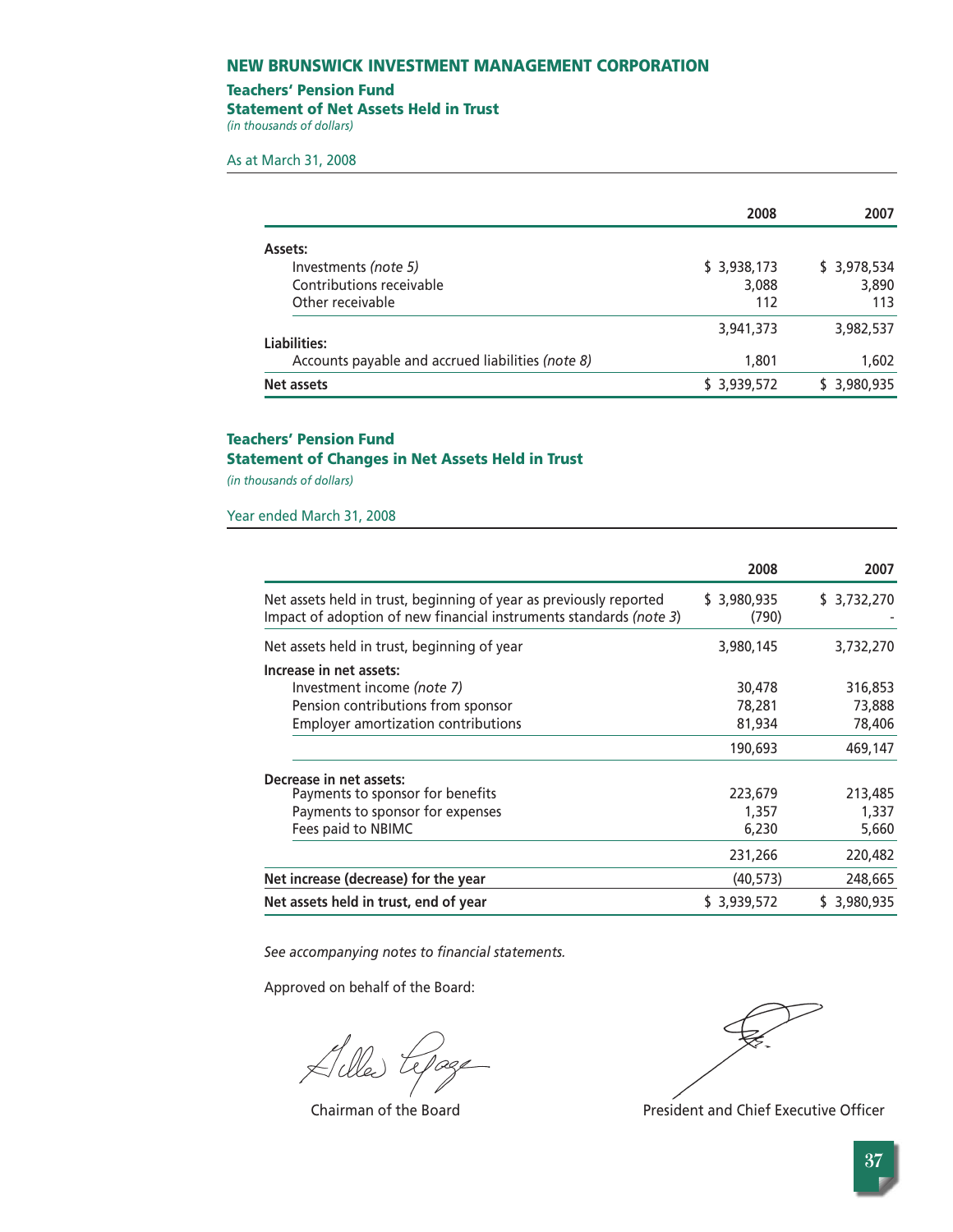# NEW BRUNSWICK INVESTMENT MANAGEMENT CORPORATION

## Teachers' Pension Fund
## Statement of Net Assets Held in Trust

*(in thousands of dollars)*

As at March 31, 2008

| | 2008 | 2007 |
|---|---|---|
| **Assets:** | | |
| Investments *(note 5)* | $ 3,938,173 | $ 3,978,534 |
| Contributions receivable | 3,088 | 3,890 |
| Other receivable | 112 | 113 |
| | 3,941,373 | 3,982,537 |
| **Liabilities:** | | |
| Accounts payable and accrued liabilities *(note 8)* | 1,801 | 1,602 |
| **Net assets** | $ 3,939,572 | $ 3,980,935 |

## Teachers' Pension Fund
## Statement of Changes in Net Assets Held in Trust

*(in thousands of dollars)*

Year ended March 31, 2008

| | 2008 | 2007 |
|---|---|---|
| Net assets held in trust, beginning of year as previously reported | $ 3,980,935 | $ 3,732,270 |
| Impact of adoption of new financial instruments standards *(note 3)* | (790) | - |
| Net assets held in trust, beginning of year | 3,980,145 | 3,732,270 |
| **Increase in net assets:** | | |
| Investment income *(note 7)* | 30,478 | 316,853 |
| Pension contributions from sponsor | 78,281 | 73,888 |
| Employer amortization contributions | 81,934 | 78,406 |
| | 190,693 | 469,147 |
| **Decrease in net assets:** | | |
| Payments to sponsor for benefits | 223,679 | 213,485 |
| Payments to sponsor for expenses | 1,357 | 1,337 |
| Fees paid to NBIMC | 6,230 | 5,660 |
| | 231,266 | 220,482 |
| **Net increase (decrease) for the year** | (40,573) | 248,665 |
| **Net assets held in trust, end of year** | $ 3,939,572 | $ 3,980,935 |

*See accompanying notes to financial statements.*

Approved on behalf of the Board:

Chairman of the Board

President and Chief Executive Officer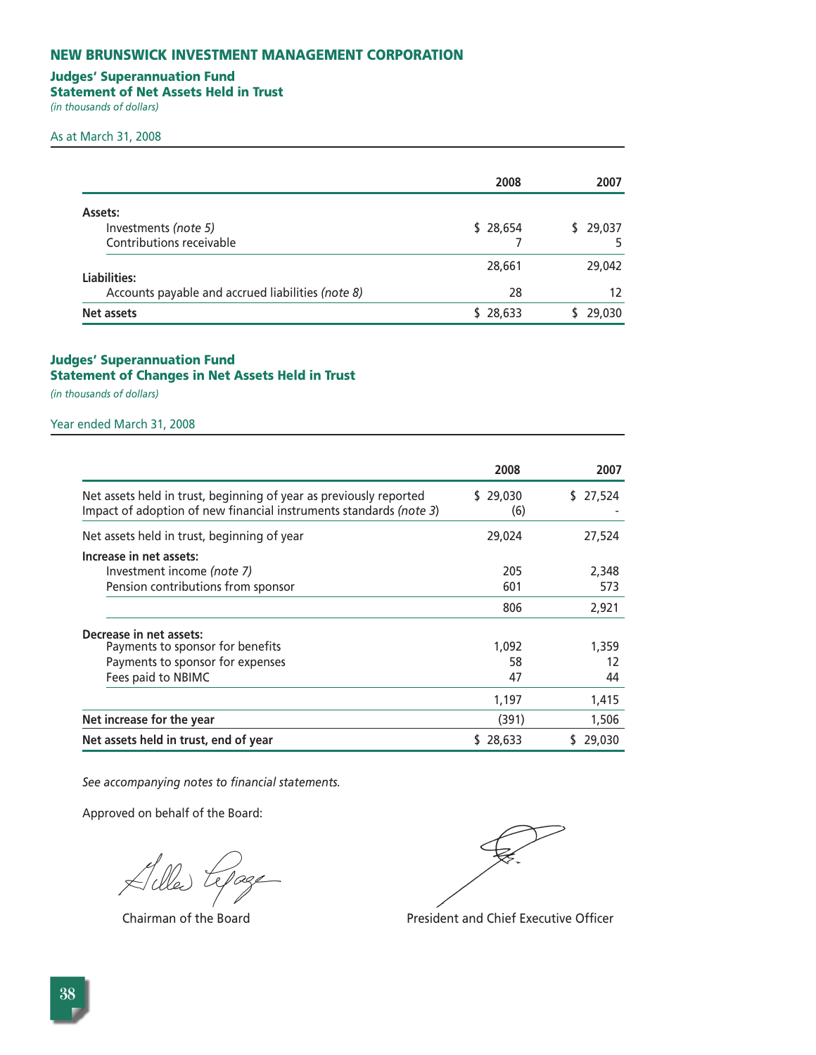## NEW BRUNSWICK INVESTMENT MANAGEMENT CORPORATION

### Judges' Superannuation Fund
### Statement of Net Assets Held in Trust

*(in thousands of dollars)*

As at March 31, 2008

| | 2008 | 2007 |
|---|---|---|
| **Assets:** | | |
| Investments *(note 5)* | $ 28,654 | $ 29,037 |
| Contributions receivable | 7 | 5 |
| | 28,661 | 29,042 |
| **Liabilities:** | | |
| Accounts payable and accrued liabilities *(note 8)* | 28 | 12 |
| **Net assets** | $ 28,633 | $ 29,030 |

### Judges' Superannuation Fund
### Statement of Changes in Net Assets Held in Trust

*(in thousands of dollars)*

Year ended March 31, 2008

| | 2008 | 2007 |
|---|---|---|
| Net assets held in trust, beginning of year as previously reported | $ 29,030 | $ 27,524 |
| Impact of adoption of new financial instruments standards *(note 3)* | (6) | - |
| Net assets held in trust, beginning of year | 29,024 | 27,524 |
| **Increase in net assets:** | | |
| Investment income *(note 7)* | 205 | 2,348 |
| Pension contributions from sponsor | 601 | 573 |
| | 806 | 2,921 |
| **Decrease in net assets:** | | |
| Payments to sponsor for benefits | 1,092 | 1,359 |
| Payments to sponsor for expenses | 58 | 12 |
| Fees paid to NBIMC | 47 | 44 |
| | 1,197 | 1,415 |
| **Net increase for the year** | (391) | 1,506 |
| **Net assets held in trust, end of year** | $ 28,633 | $ 29,030 |

*See accompanying notes to financial statements.*

Approved on behalf of the Board:

Chairman of the Board

President and Chief Executive Officer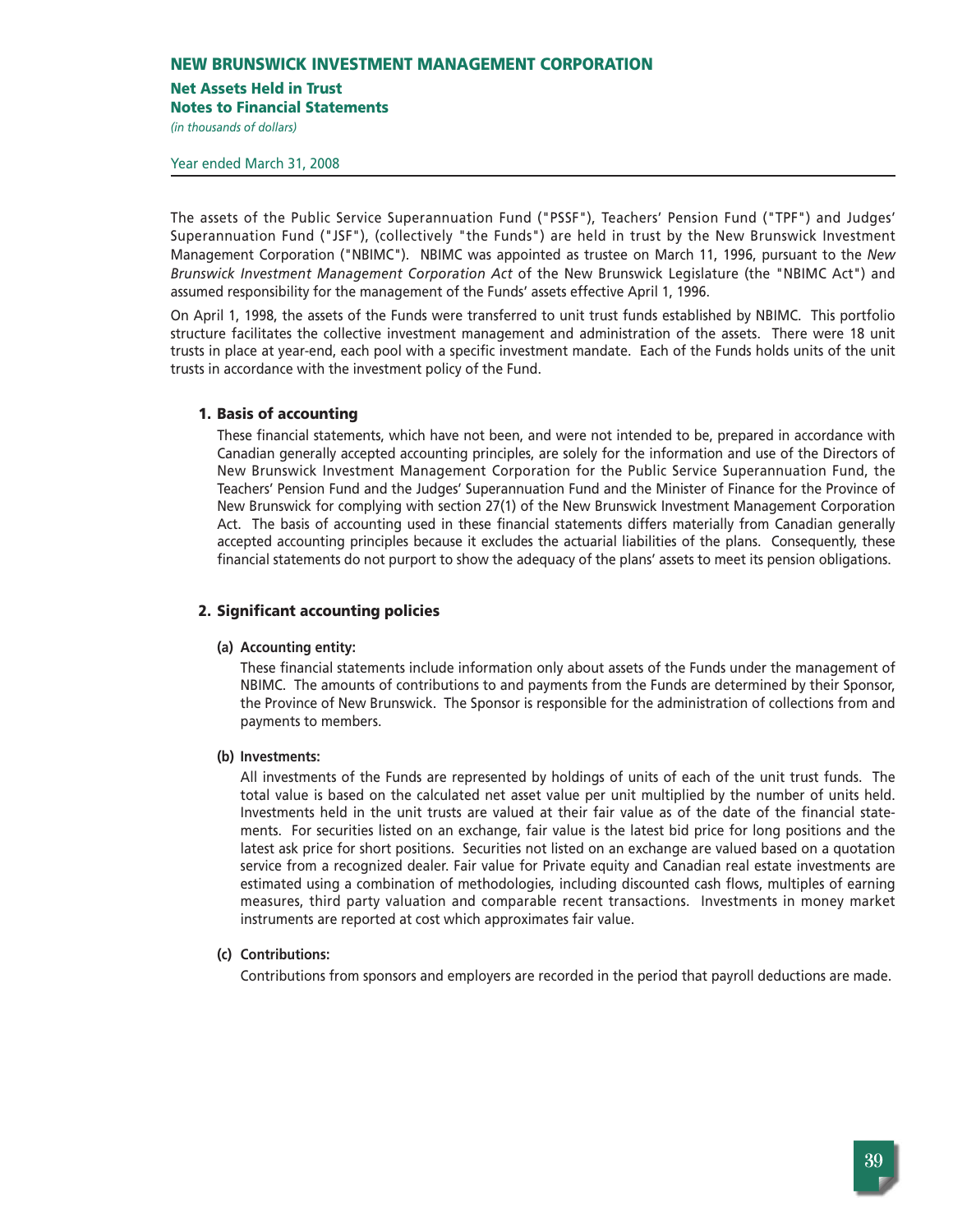# NEW BRUNSWICK INVESTMENT MANAGEMENT CORPORATION

## Net Assets Held in Trust
## Notes to Financial Statements

*(in thousands of dollars)*

Year ended March 31, 2008

The assets of the Public Service Superannuation Fund ("PSSF"), Teachers' Pension Fund ("TPF") and Judges' Superannuation Fund ("JSF"), (collectively "the Funds") are held in trust by the New Brunswick Investment Management Corporation ("NBIMC"). NBIMC was appointed as trustee on March 11, 1996, pursuant to the *New Brunswick Investment Management Corporation Act* of the New Brunswick Legislature (the "NBIMC Act") and assumed responsibility for the management of the Funds' assets effective April 1, 1996.

On April 1, 1998, the assets of the Funds were transferred to unit trust funds established by NBIMC. This portfolio structure facilitates the collective investment management and administration of the assets. There were 18 unit trusts in place at year-end, each pool with a specific investment mandate. Each of the Funds holds units of the unit trusts in accordance with the investment policy of the Fund.

### 1. Basis of accounting

These financial statements, which have not been, and were not intended to be, prepared in accordance with Canadian generally accepted accounting principles, are solely for the information and use of the Directors of New Brunswick Investment Management Corporation for the Public Service Superannuation Fund, the Teachers' Pension Fund and the Judges' Superannuation Fund and the Minister of Finance for the Province of New Brunswick for complying with section 27(1) of the New Brunswick Investment Management Corporation Act. The basis of accounting used in these financial statements differs materially from Canadian generally accepted accounting principles because it excludes the actuarial liabilities of the plans. Consequently, these financial statements do not purport to show the adequacy of the plans' assets to meet its pension obligations.

### 2. Significant accounting policies

**(a) Accounting entity:**

These financial statements include information only about assets of the Funds under the management of NBIMC. The amounts of contributions to and payments from the Funds are determined by their Sponsor, the Province of New Brunswick. The Sponsor is responsible for the administration of collections from and payments to members.

**(b) Investments:**

All investments of the Funds are represented by holdings of units of each of the unit trust funds. The total value is based on the calculated net asset value per unit multiplied by the number of units held. Investments held in the unit trusts are valued at their fair value as of the date of the financial statements. For securities listed on an exchange, fair value is the latest bid price for long positions and the latest ask price for short positions. Securities not listed on an exchange are valued based on a quotation service from a recognized dealer. Fair value for Private equity and Canadian real estate investments are estimated using a combination of methodologies, including discounted cash flows, multiples of earning measures, third party valuation and comparable recent transactions. Investments in money market instruments are reported at cost which approximates fair value.

**(c) Contributions:**

Contributions from sponsors and employers are recorded in the period that payroll deductions are made.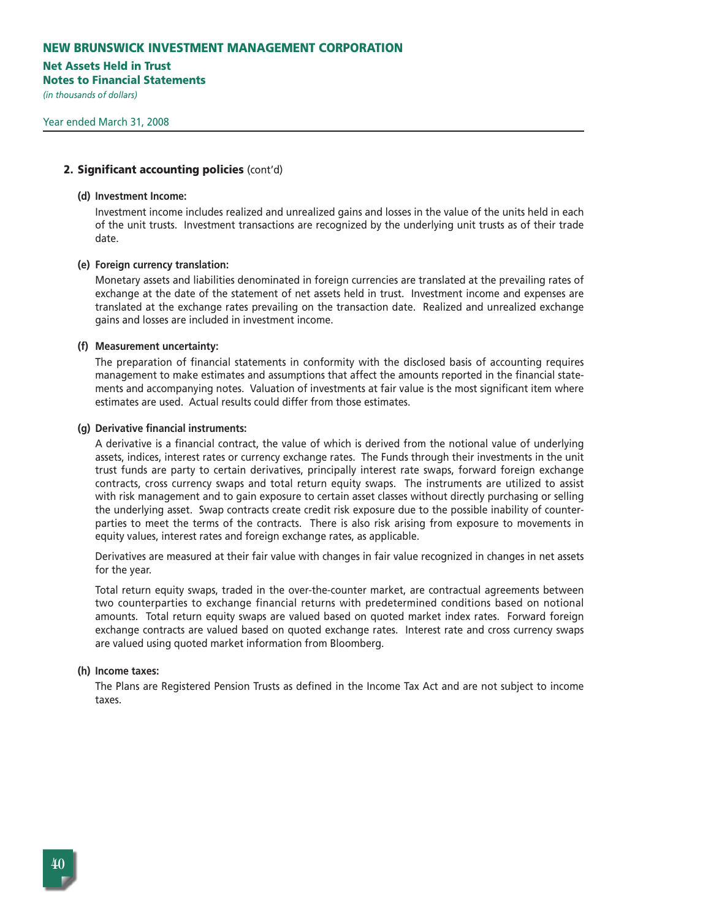## 2. Significant accounting policies (cont'd)

**(d) Investment Income:**

Investment income includes realized and unrealized gains and losses in the value of the units held in each of the unit trusts. Investment transactions are recognized by the underlying unit trusts as of their trade date.

**(e) Foreign currency translation:**

Monetary assets and liabilities denominated in foreign currencies are translated at the prevailing rates of exchange at the date of the statement of net assets held in trust. Investment income and expenses are translated at the exchange rates prevailing on the transaction date. Realized and unrealized exchange gains and losses are included in investment income.

**(f) Measurement uncertainty:**

The preparation of financial statements in conformity with the disclosed basis of accounting requires management to make estimates and assumptions that affect the amounts reported in the financial statements and accompanying notes. Valuation of investments at fair value is the most significant item where estimates are used. Actual results could differ from those estimates.

**(g) Derivative financial instruments:**

A derivative is a financial contract, the value of which is derived from the notional value of underlying assets, indices, interest rates or currency exchange rates. The Funds through their investments in the unit trust funds are party to certain derivatives, principally interest rate swaps, forward foreign exchange contracts, cross currency swaps and total return equity swaps. The instruments are utilized to assist with risk management and to gain exposure to certain asset classes without directly purchasing or selling the underlying asset. Swap contracts create credit risk exposure due to the possible inability of counterparties to meet the terms of the contracts. There is also risk arising from exposure to movements in equity values, interest rates and foreign exchange rates, as applicable.

Derivatives are measured at their fair value with changes in fair value recognized in changes in net assets for the year.

Total return equity swaps, traded in the over-the-counter market, are contractual agreements between two counterparties to exchange financial returns with predetermined conditions based on notional amounts. Total return equity swaps are valued based on quoted market index rates. Forward foreign exchange contracts are valued based on quoted exchange rates. Interest rate and cross currency swaps are valued using quoted market information from Bloomberg.

**(h) Income taxes:**

The Plans are Registered Pension Trusts as defined in the Income Tax Act and are not subject to income taxes.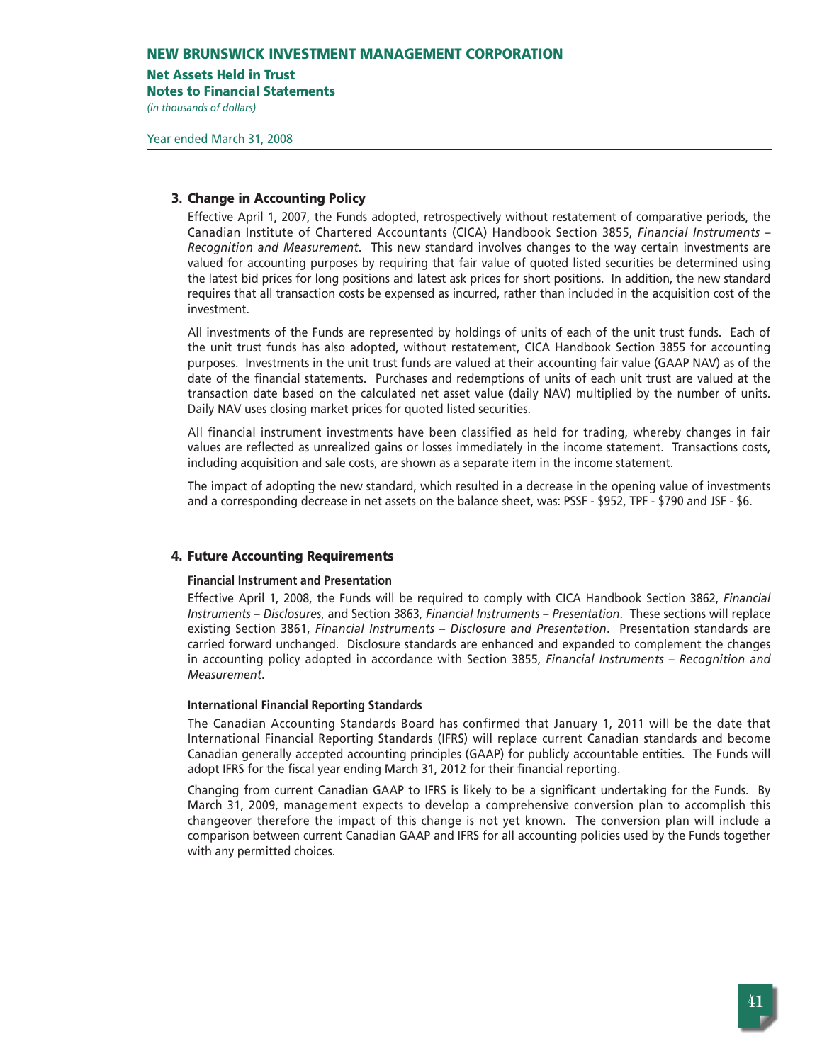## 3. Change in Accounting Policy

Effective April 1, 2007, the Funds adopted, retrospectively without restatement of comparative periods, the Canadian Institute of Chartered Accountants (CICA) Handbook Section 3855, *Financial Instruments – Recognition and Measurement*. This new standard involves changes to the way certain investments are valued for accounting purposes by requiring that fair value of quoted listed securities be determined using the latest bid prices for long positions and latest ask prices for short positions. In addition, the new standard requires that all transaction costs be expensed as incurred, rather than included in the acquisition cost of the investment.

All investments of the Funds are represented by holdings of units of each of the unit trust funds. Each of the unit trust funds has also adopted, without restatement, CICA Handbook Section 3855 for accounting purposes. Investments in the unit trust funds are valued at their accounting fair value (GAAP NAV) as of the date of the financial statements. Purchases and redemptions of units of each unit trust are valued at the transaction date based on the calculated net asset value (daily NAV) multiplied by the number of units. Daily NAV uses closing market prices for quoted listed securities.

All financial instrument investments have been classified as held for trading, whereby changes in fair values are reflected as unrealized gains or losses immediately in the income statement. Transactions costs, including acquisition and sale costs, are shown as a separate item in the income statement.

The impact of adopting the new standard, which resulted in a decrease in the opening value of investments and a corresponding decrease in net assets on the balance sheet, was: PSSF - $952, TPF - $790 and JSF - $6.

## 4. Future Accounting Requirements

### Financial Instrument and Presentation

Effective April 1, 2008, the Funds will be required to comply with CICA Handbook Section 3862, *Financial Instruments – Disclosures*, and Section 3863, *Financial Instruments – Presentation*. These sections will replace existing Section 3861, *Financial Instruments – Disclosure and Presentation*. Presentation standards are carried forward unchanged. Disclosure standards are enhanced and expanded to complement the changes in accounting policy adopted in accordance with Section 3855, *Financial Instruments – Recognition and Measurement*.

### International Financial Reporting Standards

The Canadian Accounting Standards Board has confirmed that January 1, 2011 will be the date that International Financial Reporting Standards (IFRS) will replace current Canadian standards and become Canadian generally accepted accounting principles (GAAP) for publicly accountable entities. The Funds will adopt IFRS for the fiscal year ending March 31, 2012 for their financial reporting.

Changing from current Canadian GAAP to IFRS is likely to be a significant undertaking for the Funds. By March 31, 2009, management expects to develop a comprehensive conversion plan to accomplish this changeover therefore the impact of this change is not yet known. The conversion plan will include a comparison between current Canadian GAAP and IFRS for all accounting policies used by the Funds together with any permitted choices.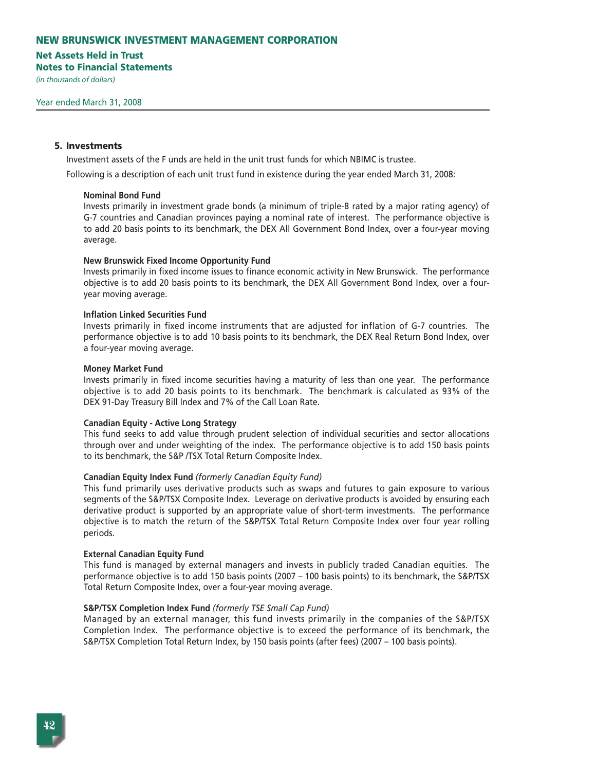# NEW BRUNSWICK INVESTMENT MANAGEMENT CORPORATION

**Net Assets Held in Trust**
**Notes to Financial Statements**
*(in thousands of dollars)*

Year ended March 31, 2008

## 5. Investments

Investment assets of the F unds are held in the unit trust funds for which NBIMC is trustee.

Following is a description of each unit trust fund in existence during the year ended March 31, 2008:

**Nominal Bond Fund**
Invests primarily in investment grade bonds (a minimum of triple-B rated by a major rating agency) of G-7 countries and Canadian provinces paying a nominal rate of interest. The performance objective is to add 20 basis points to its benchmark, the DEX All Government Bond Index, over a four-year moving average.

**New Brunswick Fixed Income Opportunity Fund**
Invests primarily in fixed income issues to finance economic activity in New Brunswick. The performance objective is to add 20 basis points to its benchmark, the DEX All Government Bond Index, over a four-year moving average.

**Inflation Linked Securities Fund**
Invests primarily in fixed income instruments that are adjusted for inflation of G-7 countries. The performance objective is to add 10 basis points to its benchmark, the DEX Real Return Bond Index, over a four-year moving average.

**Money Market Fund**
Invests primarily in fixed income securities having a maturity of less than one year. The performance objective is to add 20 basis points to its benchmark. The benchmark is calculated as 93% of the DEX 91-Day Treasury Bill Index and 7% of the Call Loan Rate.

**Canadian Equity - Active Long Strategy**
This fund seeks to add value through prudent selection of individual securities and sector allocations through over and under weighting of the index. The performance objective is to add 150 basis points to its benchmark, the S&P /TSX Total Return Composite Index.

**Canadian Equity Index Fund** *(formerly Canadian Equity Fund)*
This fund primarily uses derivative products such as swaps and futures to gain exposure to various segments of the S&P/TSX Composite Index. Leverage on derivative products is avoided by ensuring each derivative product is supported by an appropriate value of short-term investments. The performance objective is to match the return of the S&P/TSX Total Return Composite Index over four year rolling periods.

**External Canadian Equity Fund**
This fund is managed by external managers and invests in publicly traded Canadian equities. The performance objective is to add 150 basis points (2007 – 100 basis points) to its benchmark, the S&P/TSX Total Return Composite Index, over a four-year moving average.

**S&P/TSX Completion Index Fund** *(formerly TSE Small Cap Fund)*
Managed by an external manager, this fund invests primarily in the companies of the S&P/TSX Completion Index. The performance objective is to exceed the performance of its benchmark, the S&P/TSX Completion Total Return Index, by 150 basis points (after fees) (2007 – 100 basis points).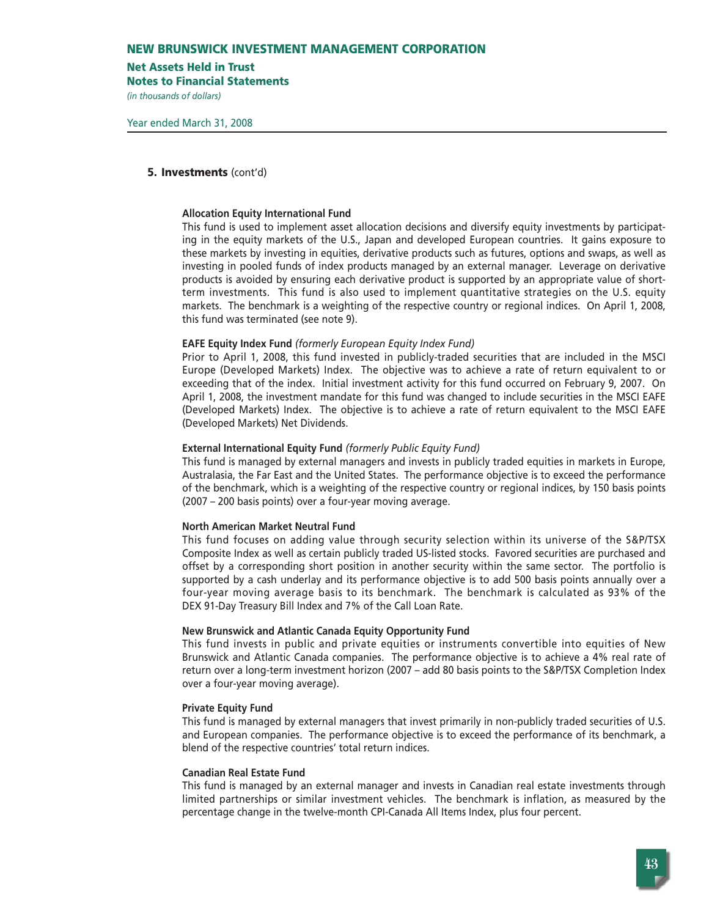## 5. Investments (cont'd)

**Allocation Equity International Fund**

This fund is used to implement asset allocation decisions and diversify equity investments by participating in the equity markets of the U.S., Japan and developed European countries. It gains exposure to these markets by investing in equities, derivative products such as futures, options and swaps, as well as investing in pooled funds of index products managed by an external manager. Leverage on derivative products is avoided by ensuring each derivative product is supported by an appropriate value of short-term investments. This fund is also used to implement quantitative strategies on the U.S. equity markets. The benchmark is a weighting of the respective country or regional indices. On April 1, 2008, this fund was terminated (see note 9).

**EAFE Equity Index Fund** *(formerly European Equity Index Fund)*

Prior to April 1, 2008, this fund invested in publicly-traded securities that are included in the MSCI Europe (Developed Markets) Index. The objective was to achieve a rate of return equivalent to or exceeding that of the index. Initial investment activity for this fund occurred on February 9, 2007. On April 1, 2008, the investment mandate for this fund was changed to include securities in the MSCI EAFE (Developed Markets) Index. The objective is to achieve a rate of return equivalent to the MSCI EAFE (Developed Markets) Net Dividends.

**External International Equity Fund** *(formerly Public Equity Fund)*

This fund is managed by external managers and invests in publicly traded equities in markets in Europe, Australasia, the Far East and the United States. The performance objective is to exceed the performance of the benchmark, which is a weighting of the respective country or regional indices, by 150 basis points (2007 – 200 basis points) over a four-year moving average.

**North American Market Neutral Fund**

This fund focuses on adding value through security selection within its universe of the S&P/TSX Composite Index as well as certain publicly traded US-listed stocks. Favored securities are purchased and offset by a corresponding short position in another security within the same sector. The portfolio is supported by a cash underlay and its performance objective is to add 500 basis points annually over a four-year moving average basis to its benchmark. The benchmark is calculated as 93% of the DEX 91-Day Treasury Bill Index and 7% of the Call Loan Rate.

**New Brunswick and Atlantic Canada Equity Opportunity Fund**

This fund invests in public and private equities or instruments convertible into equities of New Brunswick and Atlantic Canada companies. The performance objective is to achieve a 4% real rate of return over a long-term investment horizon (2007 – add 80 basis points to the S&P/TSX Completion Index over a four-year moving average).

**Private Equity Fund**

This fund is managed by external managers that invest primarily in non-publicly traded securities of U.S. and European companies. The performance objective is to exceed the performance of its benchmark, a blend of the respective countries' total return indices.

**Canadian Real Estate Fund**

This fund is managed by an external manager and invests in Canadian real estate investments through limited partnerships or similar investment vehicles. The benchmark is inflation, as measured by the percentage change in the twelve-month CPI-Canada All Items Index, plus four percent.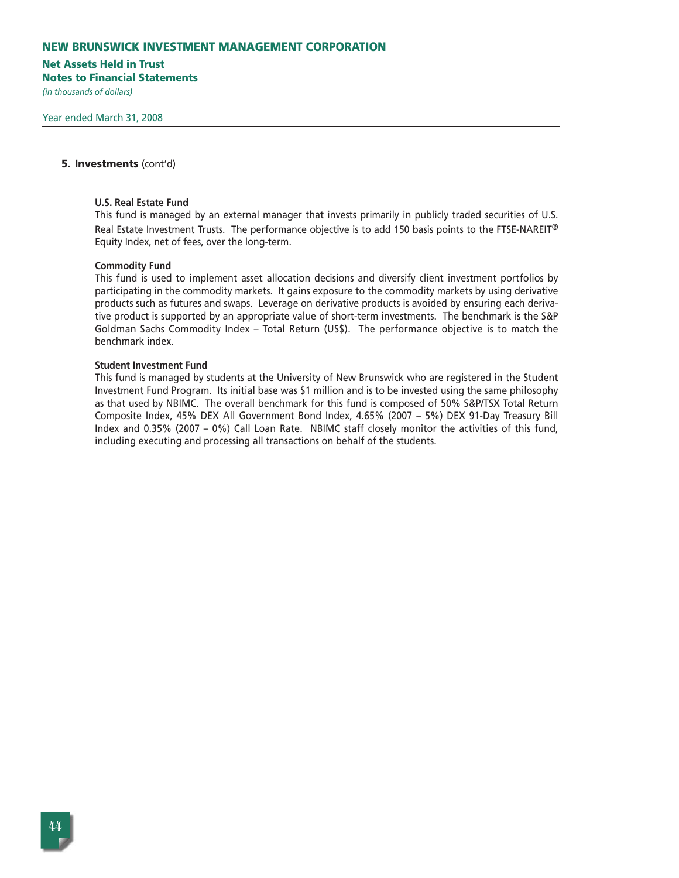## 5. Investments (cont'd)

**U.S. Real Estate Fund**

This fund is managed by an external manager that invests primarily in publicly traded securities of U.S. Real Estate Investment Trusts. The performance objective is to add 150 basis points to the FTSE-NAREIT® Equity Index, net of fees, over the long-term.

**Commodity Fund**

This fund is used to implement asset allocation decisions and diversify client investment portfolios by participating in the commodity markets. It gains exposure to the commodity markets by using derivative products such as futures and swaps. Leverage on derivative products is avoided by ensuring each derivative product is supported by an appropriate value of short-term investments. The benchmark is the S&P Goldman Sachs Commodity Index – Total Return (US$). The performance objective is to match the benchmark index.

**Student Investment Fund**

This fund is managed by students at the University of New Brunswick who are registered in the Student Investment Fund Program. Its initial base was $1 million and is to be invested using the same philosophy as that used by NBIMC. The overall benchmark for this fund is composed of 50% S&P/TSX Total Return Composite Index, 45% DEX All Government Bond Index, 4.65% (2007 – 5%) DEX 91-Day Treasury Bill Index and 0.35% (2007 – 0%) Call Loan Rate. NBIMC staff closely monitor the activities of this fund, including executing and processing all transactions on behalf of the students.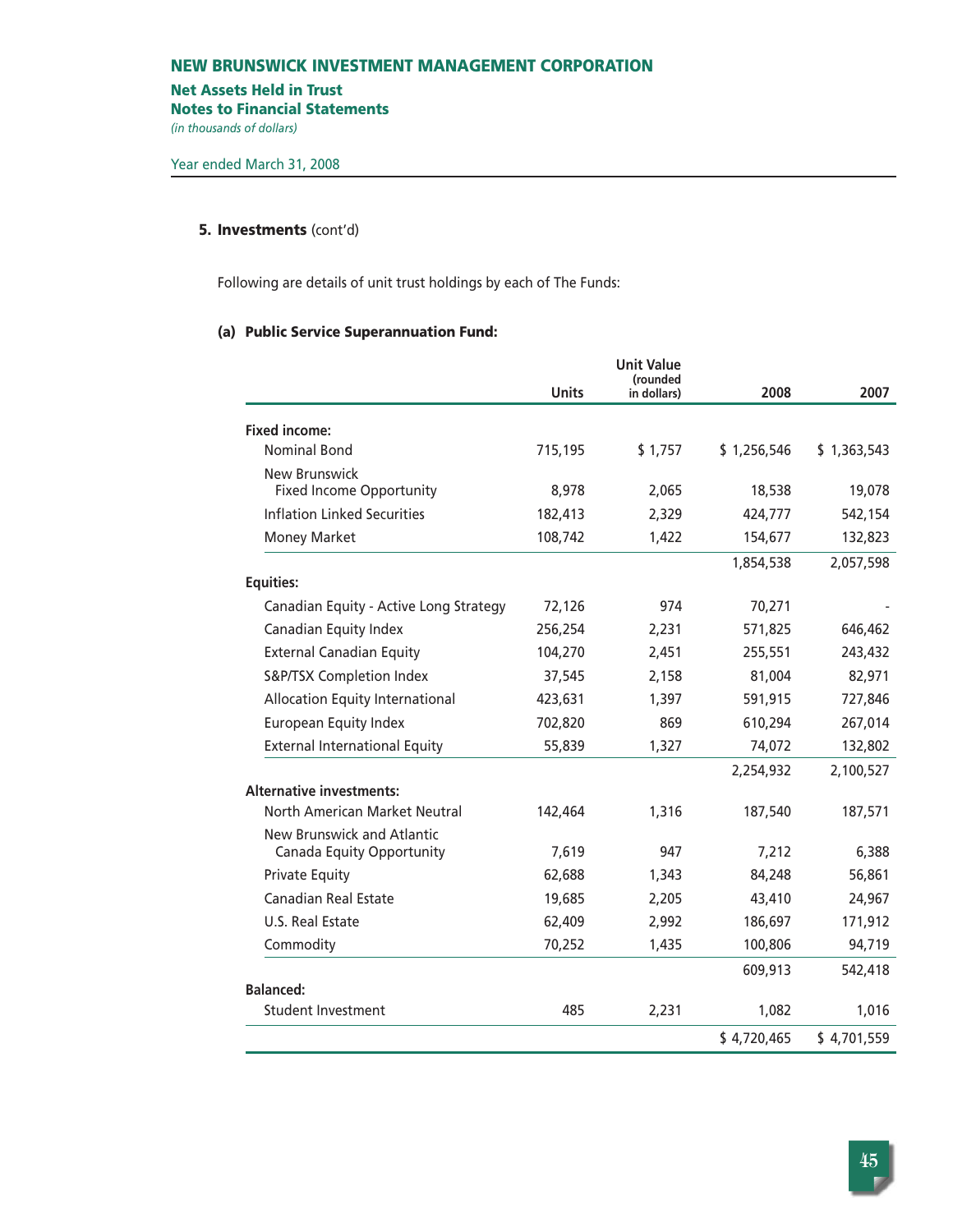# NEW BRUNSWICK INVESTMENT MANAGEMENT CORPORATION

## Net Assets Held in Trust
## Notes to Financial Statements

*(in thousands of dollars)*

Year ended March 31, 2008

### 5. Investments (cont'd)

Following are details of unit trust holdings by each of The Funds:

#### (a) Public Service Superannuation Fund:

| | Units | Unit Value (rounded in dollars) | 2008 | 2007 |
|---|---|---|---|---|
| **Fixed income:** | | | | |
| Nominal Bond | 715,195 | $ 1,757 | $ 1,256,546 | $ 1,363,543 |
| New Brunswick Fixed Income Opportunity | 8,978 | 2,065 | 18,538 | 19,078 |
| Inflation Linked Securities | 182,413 | 2,329 | 424,777 | 542,154 |
| Money Market | 108,742 | 1,422 | 154,677 | 132,823 |
| | | | 1,854,538 | 2,057,598 |
| **Equities:** | | | | |
| Canadian Equity - Active Long Strategy | 72,126 | 974 | 70,271 | - |
| Canadian Equity Index | 256,254 | 2,231 | 571,825 | 646,462 |
| External Canadian Equity | 104,270 | 2,451 | 255,551 | 243,432 |
| S&P/TSX Completion Index | 37,545 | 2,158 | 81,004 | 82,971 |
| Allocation Equity International | 423,631 | 1,397 | 591,915 | 727,846 |
| European Equity Index | 702,820 | 869 | 610,294 | 267,014 |
| External International Equity | 55,839 | 1,327 | 74,072 | 132,802 |
| | | | 2,254,932 | 2,100,527 |
| **Alternative investments:** | | | | |
| North American Market Neutral | 142,464 | 1,316 | 187,540 | 187,571 |
| New Brunswick and Atlantic Canada Equity Opportunity | 7,619 | 947 | 7,212 | 6,388 |
| Private Equity | 62,688 | 1,343 | 84,248 | 56,861 |
| Canadian Real Estate | 19,685 | 2,205 | 43,410 | 24,967 |
| U.S. Real Estate | 62,409 | 2,992 | 186,697 | 171,912 |
| Commodity | 70,252 | 1,435 | 100,806 | 94,719 |
| | | | 609,913 | 542,418 |
| **Balanced:** | | | | |
| Student Investment | 485 | 2,231 | 1,082 | 1,016 |
| | | | $ 4,720,465 | $ 4,701,559 |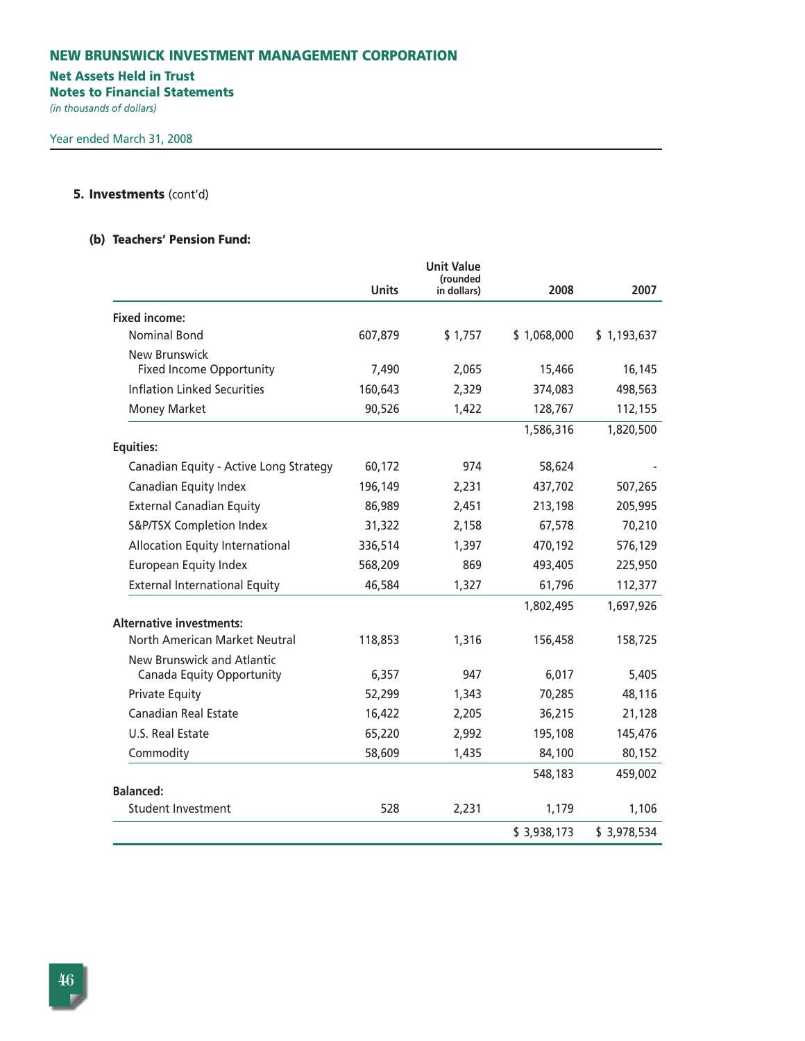# NEW BRUNSWICK INVESTMENT MANAGEMENT CORPORATION

**Net Assets Held in Trust**
**Notes to Financial Statements**
*(in thousands of dollars)*

Year ended March 31, 2008

## 5. Investments (cont'd)

### (b) Teachers' Pension Fund:

| | Units | Unit Value (rounded in dollars) | 2008 | 2007 |
|---|---|---|---|---|
| **Fixed income:** | | | | |
| Nominal Bond | 607,879 | $ 1,757 | $ 1,068,000 | $ 1,193,637 |
| New Brunswick Fixed Income Opportunity | 7,490 | 2,065 | 15,466 | 16,145 |
| Inflation Linked Securities | 160,643 | 2,329 | 374,083 | 498,563 |
| Money Market | 90,526 | 1,422 | 128,767 | 112,155 |
| | | | 1,586,316 | 1,820,500 |
| **Equities:** | | | | |
| Canadian Equity - Active Long Strategy | 60,172 | 974 | 58,624 | - |
| Canadian Equity Index | 196,149 | 2,231 | 437,702 | 507,265 |
| External Canadian Equity | 86,989 | 2,451 | 213,198 | 205,995 |
| S&P/TSX Completion Index | 31,322 | 2,158 | 67,578 | 70,210 |
| Allocation Equity International | 336,514 | 1,397 | 470,192 | 576,129 |
| European Equity Index | 568,209 | 869 | 493,405 | 225,950 |
| External International Equity | 46,584 | 1,327 | 61,796 | 112,377 |
| | | | 1,802,495 | 1,697,926 |
| **Alternative investments:** | | | | |
| North American Market Neutral | 118,853 | 1,316 | 156,458 | 158,725 |
| New Brunswick and Atlantic Canada Equity Opportunity | 6,357 | 947 | 6,017 | 5,405 |
| Private Equity | 52,299 | 1,343 | 70,285 | 48,116 |
| Canadian Real Estate | 16,422 | 2,205 | 36,215 | 21,128 |
| U.S. Real Estate | 65,220 | 2,992 | 195,108 | 145,476 |
| Commodity | 58,609 | 1,435 | 84,100 | 80,152 |
| | | | 548,183 | 459,002 |
| **Balanced:** | | | | |
| Student Investment | 528 | 2,231 | 1,179 | 1,106 |
| | | | $ 3,938,173 | $ 3,978,534 |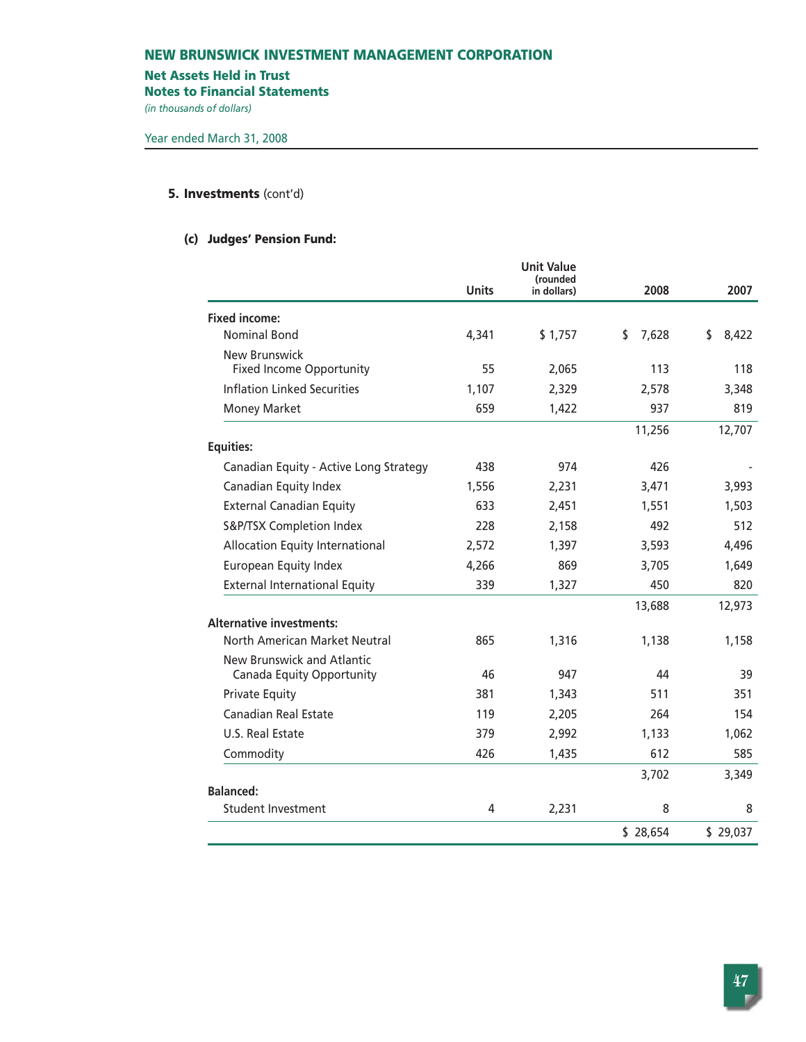# NEW BRUNSWICK INVESTMENT MANAGEMENT CORPORATION

**Net Assets Held in Trust**
**Notes to Financial Statements**
*(in thousands of dollars)*

Year ended March 31, 2008

## 5. Investments (cont'd)

### (c) Judges' Pension Fund:

| | Units | Unit Value (rounded in dollars) | 2008 | 2007 |
|---|---|---|---|---|
| **Fixed income:** | | | | |
| Nominal Bond | 4,341 | $ 1,757 | $ 7,628 | $ 8,422 |
| New Brunswick Fixed Income Opportunity | 55 | 2,065 | 113 | 118 |
| Inflation Linked Securities | 1,107 | 2,329 | 2,578 | 3,348 |
| Money Market | 659 | 1,422 | 937 | 819 |
| | | | 11,256 | 12,707 |
| **Equities:** | | | | |
| Canadian Equity - Active Long Strategy | 438 | 974 | 426 | - |
| Canadian Equity Index | 1,556 | 2,231 | 3,471 | 3,993 |
| External Canadian Equity | 633 | 2,451 | 1,551 | 1,503 |
| S&P/TSX Completion Index | 228 | 2,158 | 492 | 512 |
| Allocation Equity International | 2,572 | 1,397 | 3,593 | 4,496 |
| European Equity Index | 4,266 | 869 | 3,705 | 1,649 |
| External International Equity | 339 | 1,327 | 450 | 820 |
| | | | 13,688 | 12,973 |
| **Alternative investments:** | | | | |
| North American Market Neutral | 865 | 1,316 | 1,138 | 1,158 |
| New Brunswick and Atlantic Canada Equity Opportunity | 46 | 947 | 44 | 39 |
| Private Equity | 381 | 1,343 | 511 | 351 |
| Canadian Real Estate | 119 | 2,205 | 264 | 154 |
| U.S. Real Estate | 379 | 2,992 | 1,133 | 1,062 |
| Commodity | 426 | 1,435 | 612 | 585 |
| | | | 3,702 | 3,349 |
| **Balanced:** | | | | |
| Student Investment | 4 | 2,231 | 8 | 8 |
| | | | $ 28,654 | $ 29,037 |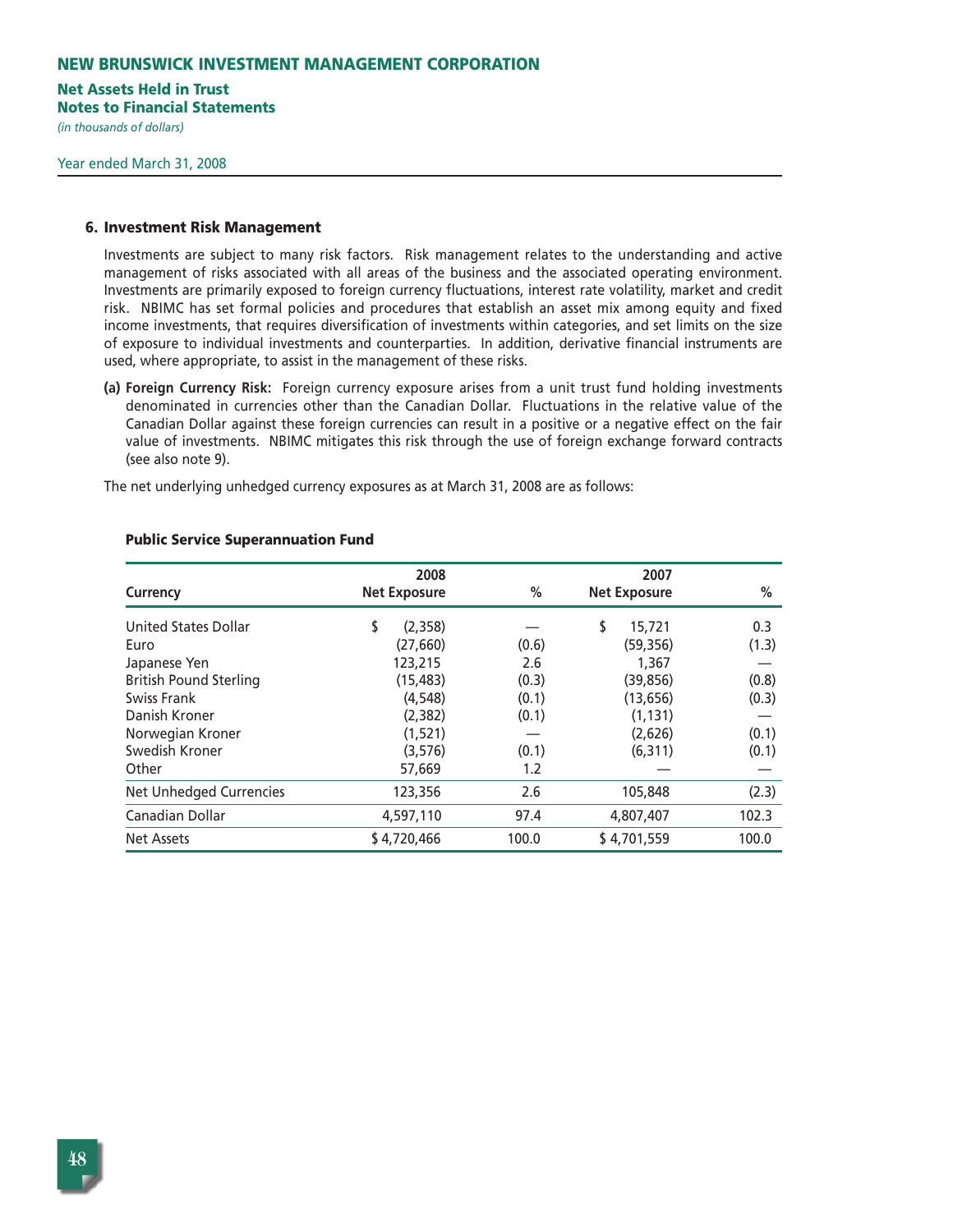# NEW BRUNSWICK INVESTMENT MANAGEMENT CORPORATION

**Net Assets Held in Trust**
**Notes to Financial Statements**
*(in thousands of dollars)*

Year ended March 31, 2008

## 6. Investment Risk Management

Investments are subject to many risk factors. Risk management relates to the understanding and active management of risks associated with all areas of the business and the associated operating environment. Investments are primarily exposed to foreign currency fluctuations, interest rate volatility, market and credit risk. NBIMC has set formal policies and procedures that establish an asset mix among equity and fixed income investments, that requires diversification of investments within categories, and set limits on the size of exposure to individual investments and counterparties. In addition, derivative financial instruments are used, where appropriate, to assist in the management of these risks.

**(a) Foreign Currency Risk:** Foreign currency exposure arises from a unit trust fund holding investments denominated in currencies other than the Canadian Dollar. Fluctuations in the relative value of the Canadian Dollar against these foreign currencies can result in a positive or a negative effect on the fair value of investments. NBIMC mitigates this risk through the use of foreign exchange forward contracts (see also note 9).

The net underlying unhedged currency exposures as at March 31, 2008 are as follows:

**Public Service Superannuation Fund**

| Currency | 2008 Net Exposure | % | 2007 Net Exposure | % |
|---|---|---|---|---|
| United States Dollar | $ (2,358) | — | $ 15,721 | 0.3 |
| Euro | (27,660) | (0.6) | (59,356) | (1.3) |
| Japanese Yen | 123,215 | 2.6 | 1,367 | — |
| British Pound Sterling | (15,483) | (0.3) | (39,856) | (0.8) |
| Swiss Frank | (4,548) | (0.1) | (13,656) | (0.3) |
| Danish Kroner | (2,382) | (0.1) | (1,131) | — |
| Norwegian Kroner | (1,521) | — | (2,626) | (0.1) |
| Swedish Kroner | (3,576) | (0.1) | (6,311) | (0.1) |
| Other | 57,669 | 1.2 | — | — |
| Net Unhedged Currencies | 123,356 | 2.6 | 105,848 | (2.3) |
| Canadian Dollar | 4,597,110 | 97.4 | 4,807,407 | 102.3 |
| Net Assets | $ 4,720,466 | 100.0 | $ 4,701,559 | 100.0 |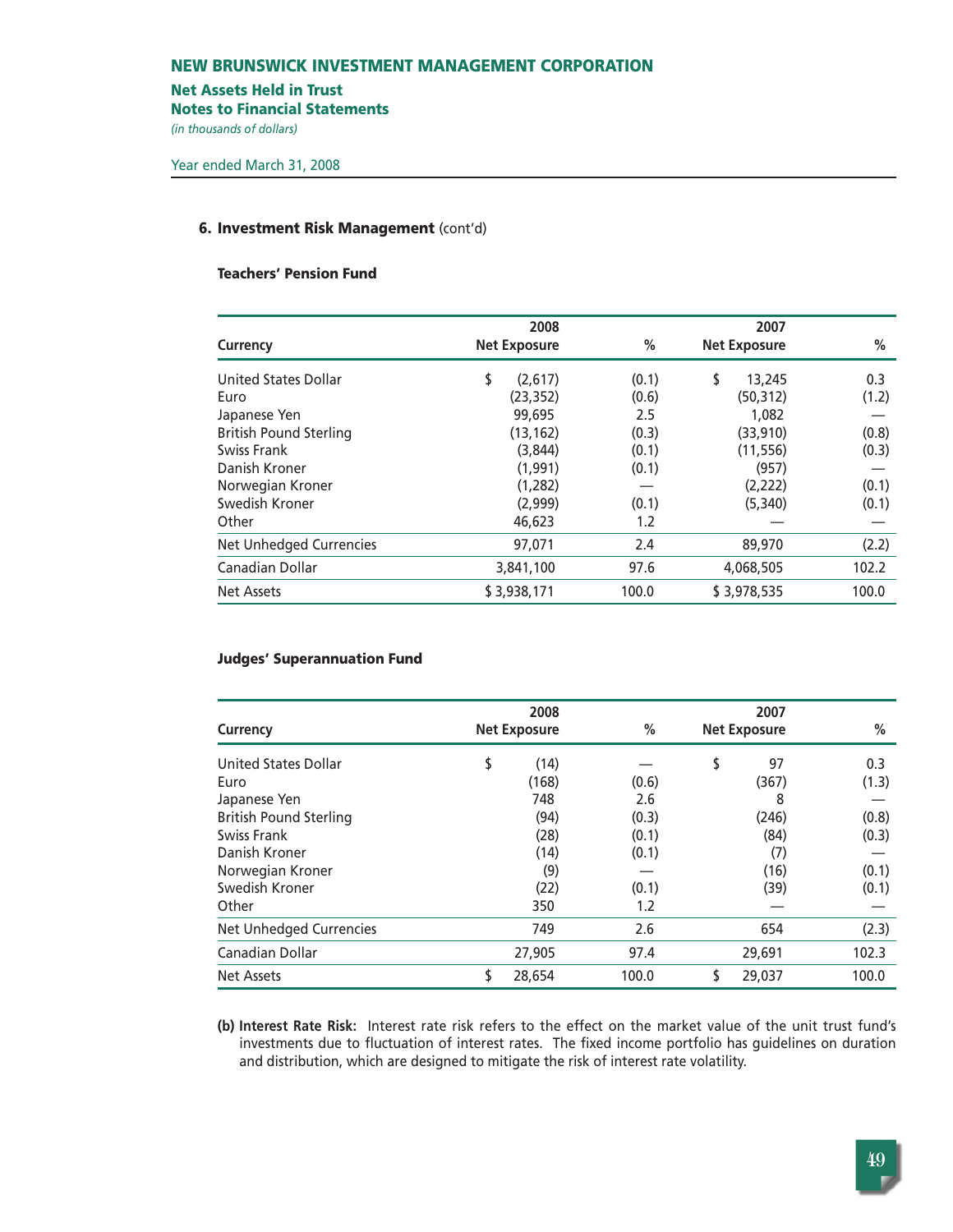# NEW BRUNSWICK INVESTMENT MANAGEMENT CORPORATION

## Net Assets Held in Trust
## Notes to Financial Statements

*(in thousands of dollars)*

Year ended March 31, 2008

### 6. Investment Risk Management (cont'd)

**Teachers' Pension Fund**

| Currency | 2008 Net Exposure | % | 2007 Net Exposure | % |
|---|---|---|---|---|
| United States Dollar | $ (2,617) | (0.1) | $ 13,245 | 0.3 |
| Euro | (23,352) | (0.6) | (50,312) | (1.2) |
| Japanese Yen | 99,695 | 2.5 | 1,082 | — |
| British Pound Sterling | (13,162) | (0.3) | (33,910) | (0.8) |
| Swiss Frank | (3,844) | (0.1) | (11,556) | (0.3) |
| Danish Kroner | (1,991) | (0.1) | (957) | — |
| Norwegian Kroner | (1,282) | — | (2,222) | (0.1) |
| Swedish Kroner | (2,999) | (0.1) | (5,340) | (0.1) |
| Other | 46,623 | 1.2 | — | — |
| Net Unhedged Currencies | 97,071 | 2.4 | 89,970 | (2.2) |
| Canadian Dollar | 3,841,100 | 97.6 | 4,068,505 | 102.2 |
| Net Assets | $ 3,938,171 | 100.0 | $ 3,978,535 | 100.0 |

**Judges' Superannuation Fund**

| Currency | 2008 Net Exposure | % | 2007 Net Exposure | % |
|---|---|---|---|---|
| United States Dollar | $ (14) | — | $ 97 | 0.3 |
| Euro | (168) | (0.6) | (367) | (1.3) |
| Japanese Yen | 748 | 2.6 | 8 | — |
| British Pound Sterling | (94) | (0.3) | (246) | (0.8) |
| Swiss Frank | (28) | (0.1) | (84) | (0.3) |
| Danish Kroner | (14) | (0.1) | (7) | — |
| Norwegian Kroner | (9) | — | (16) | (0.1) |
| Swedish Kroner | (22) | (0.1) | (39) | (0.1) |
| Other | 350 | 1.2 | — | — |
| Net Unhedged Currencies | 749 | 2.6 | 654 | (2.3) |
| Canadian Dollar | 27,905 | 97.4 | 29,691 | 102.3 |
| Net Assets | $ 28,654 | 100.0 | $ 29,037 | 100.0 |

**(b) Interest Rate Risk:** Interest rate risk refers to the effect on the market value of the unit trust fund's investments due to fluctuation of interest rates. The fixed income portfolio has guidelines on duration and distribution, which are designed to mitigate the risk of interest rate volatility.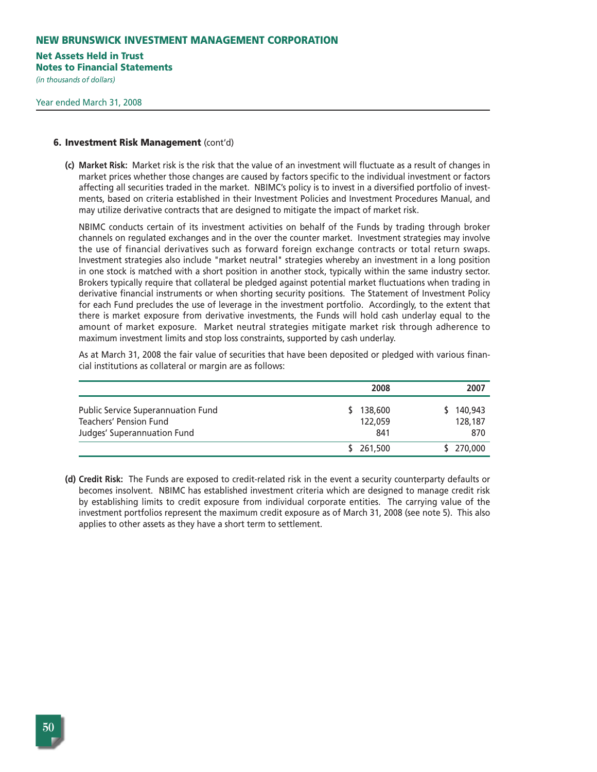# NEW BRUNSWICK INVESTMENT MANAGEMENT CORPORATION

**Net Assets Held in Trust**
**Notes to Financial Statements**
*(in thousands of dollars)*

Year ended March 31, 2008

## 6. Investment Risk Management (cont'd)

**(c) Market Risk:** Market risk is the risk that the value of an investment will fluctuate as a result of changes in market prices whether those changes are caused by factors specific to the individual investment or factors affecting all securities traded in the market. NBIMC's policy is to invest in a diversified portfolio of investments, based on criteria established in their Investment Policies and Investment Procedures Manual, and may utilize derivative contracts that are designed to mitigate the impact of market risk.

NBIMC conducts certain of its investment activities on behalf of the Funds by trading through broker channels on regulated exchanges and in the over the counter market. Investment strategies may involve the use of financial derivatives such as forward foreign exchange contracts or total return swaps. Investment strategies also include "market neutral" strategies whereby an investment in a long position in one stock is matched with a short position in another stock, typically within the same industry sector. Brokers typically require that collateral be pledged against potential market fluctuations when trading in derivative financial instruments or when shorting security positions. The Statement of Investment Policy for each Fund precludes the use of leverage in the investment portfolio. Accordingly, to the extent that there is market exposure from derivative investments, the Funds will hold cash underlay equal to the amount of market exposure. Market neutral strategies mitigate market risk through adherence to maximum investment limits and stop loss constraints, supported by cash underlay.

As at March 31, 2008 the fair value of securities that have been deposited or pledged with various financial institutions as collateral or margin are as follows:

| | 2008 | 2007 |
|---|---|---|
| Public Service Superannuation Fund | $ 138,600 | $ 140,943 |
| Teachers' Pension Fund | 122,059 | 128,187 |
| Judges' Superannuation Fund | 841 | 870 |
| | $ 261,500 | $ 270,000 |

**(d) Credit Risk:** The Funds are exposed to credit-related risk in the event a security counterparty defaults or becomes insolvent. NBIMC has established investment criteria which are designed to manage credit risk by establishing limits to credit exposure from individual corporate entities. The carrying value of the investment portfolios represent the maximum credit exposure as of March 31, 2008 (see note 5). This also applies to other assets as they have a short term to settlement.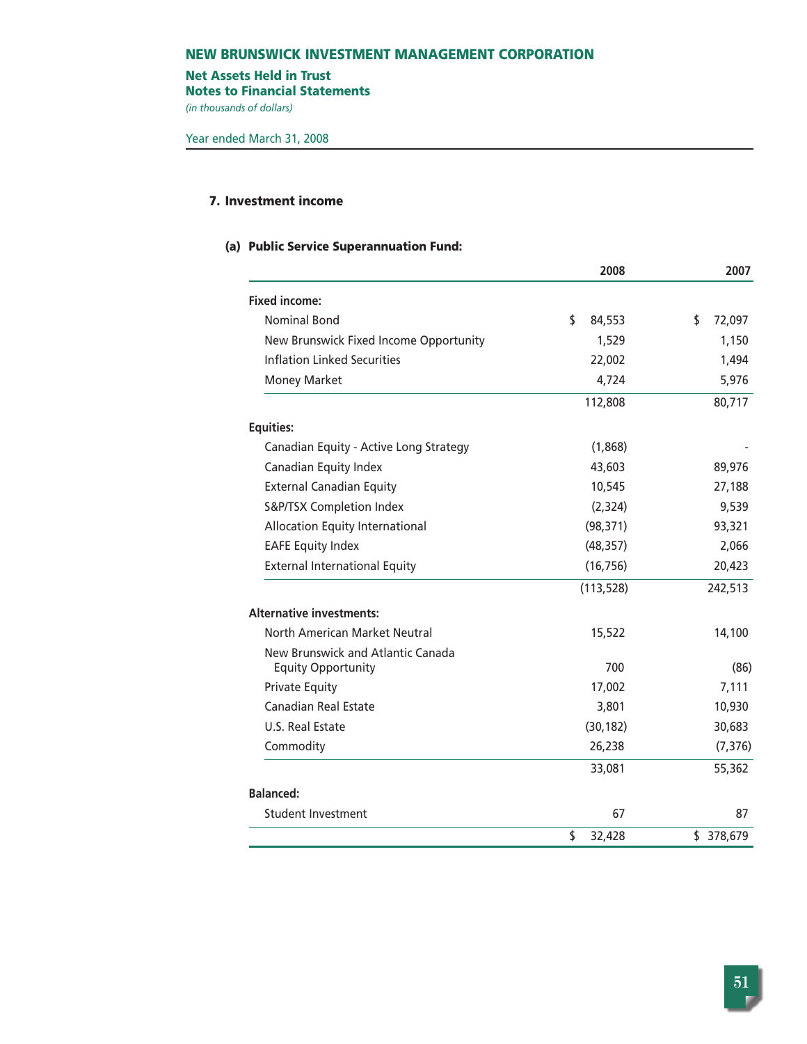# NEW BRUNSWICK INVESTMENT MANAGEMENT CORPORATION

**Net Assets Held in Trust**
**Notes to Financial Statements**
*(in thousands of dollars)*

Year ended March 31, 2008

## 7. Investment income

### (a) Public Service Superannuation Fund:

| | 2008 | 2007 |
|---|---|---|
| **Fixed income:** | | |
| Nominal Bond | $ 84,553 | $ 72,097 |
| New Brunswick Fixed Income Opportunity | 1,529 | 1,150 |
| Inflation Linked Securities | 22,002 | 1,494 |
| Money Market | 4,724 | 5,976 |
| | 112,808 | 80,717 |
| **Equities:** | | |
| Canadian Equity - Active Long Strategy | (1,868) | - |
| Canadian Equity Index | 43,603 | 89,976 |
| External Canadian Equity | 10,545 | 27,188 |
| S&P/TSX Completion Index | (2,324) | 9,539 |
| Allocation Equity International | (98,371) | 93,321 |
| EAFE Equity Index | (48,357) | 2,066 |
| External International Equity | (16,756) | 20,423 |
| | (113,528) | 242,513 |
| **Alternative investments:** | | |
| North American Market Neutral | 15,522 | 14,100 |
| New Brunswick and Atlantic Canada Equity Opportunity | 700 | (86) |
| Private Equity | 17,002 | 7,111 |
| Canadian Real Estate | 3,801 | 10,930 |
| U.S. Real Estate | (30,182) | 30,683 |
| Commodity | 26,238 | (7,376) |
| | 33,081 | 55,362 |
| **Balanced:** | | |
| Student Investment | 67 | 87 |
| | $ 32,428 | $ 378,679 |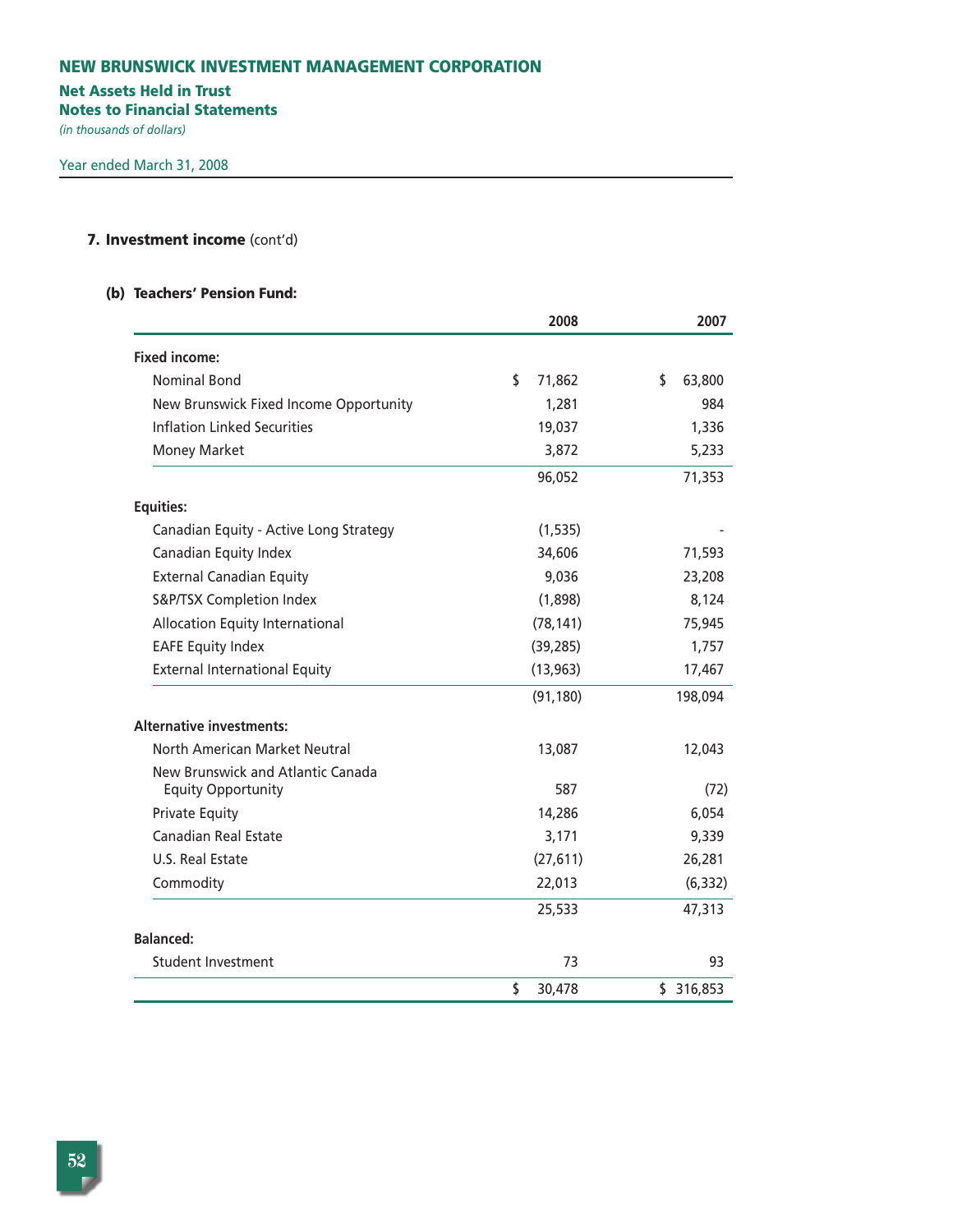# NEW BRUNSWICK INVESTMENT MANAGEMENT CORPORATION

## Net Assets Held in Trust
## Notes to Financial Statements

*(in thousands of dollars)*

Year ended March 31, 2008

### 7. Investment income (cont'd)

#### (b) Teachers' Pension Fund:

| | 2008 | 2007 |
|---|---|---|
| **Fixed income:** | | |
| Nominal Bond | $ 71,862 | $ 63,800 |
| New Brunswick Fixed Income Opportunity | 1,281 | 984 |
| Inflation Linked Securities | 19,037 | 1,336 |
| Money Market | 3,872 | 5,233 |
| | 96,052 | 71,353 |
| **Equities:** | | |
| Canadian Equity - Active Long Strategy | (1,535) | - |
| Canadian Equity Index | 34,606 | 71,593 |
| External Canadian Equity | 9,036 | 23,208 |
| S&P/TSX Completion Index | (1,898) | 8,124 |
| Allocation Equity International | (78,141) | 75,945 |
| EAFE Equity Index | (39,285) | 1,757 |
| External International Equity | (13,963) | 17,467 |
| | (91,180) | 198,094 |
| **Alternative investments:** | | |
| North American Market Neutral | 13,087 | 12,043 |
| New Brunswick and Atlantic Canada Equity Opportunity | 587 | (72) |
| Private Equity | 14,286 | 6,054 |
| Canadian Real Estate | 3,171 | 9,339 |
| U.S. Real Estate | (27,611) | 26,281 |
| Commodity | 22,013 | (6,332) |
| | 25,533 | 47,313 |
| **Balanced:** | | |
| Student Investment | 73 | 93 |
| | $ 30,478 | $ 316,853 |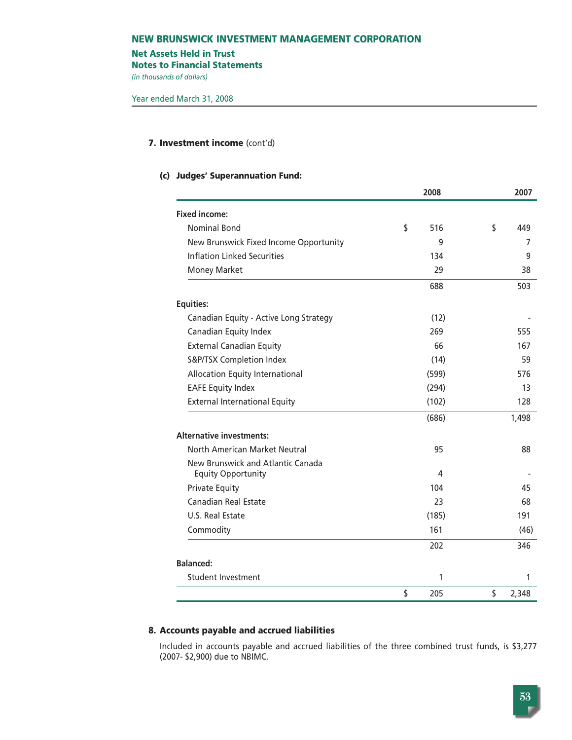# NEW BRUNSWICK INVESTMENT MANAGEMENT CORPORATION

## Net Assets Held in Trust
## Notes to Financial Statements

*(in thousands of dollars)*

Year ended March 31, 2008

### 7. Investment income (cont'd)

#### (c) Judges' Superannuation Fund:

| | 2008 | 2007 |
|---|---|---|
| **Fixed income:** | | |
| Nominal Bond | $ 516 | $ 449 |
| New Brunswick Fixed Income Opportunity | 9 | 7 |
| Inflation Linked Securities | 134 | 9 |
| Money Market | 29 | 38 |
| | 688 | 503 |
| **Equities:** | | |
| Canadian Equity - Active Long Strategy | (12) | - |
| Canadian Equity Index | 269 | 555 |
| External Canadian Equity | 66 | 167 |
| S&P/TSX Completion Index | (14) | 59 |
| Allocation Equity International | (599) | 576 |
| EAFE Equity Index | (294) | 13 |
| External International Equity | (102) | 128 |
| | (686) | 1,498 |
| **Alternative investments:** | | |
| North American Market Neutral | 95 | 88 |
| New Brunswick and Atlantic Canada Equity Opportunity | 4 | - |
| Private Equity | 104 | 45 |
| Canadian Real Estate | 23 | 68 |
| U.S. Real Estate | (185) | 191 |
| Commodity | 161 | (46) |
| | 202 | 346 |
| **Balanced:** | | |
| Student Investment | 1 | 1 |
| | $ 205 | $ 2,348 |

### 8. Accounts payable and accrued liabilities

Included in accounts payable and accrued liabilities of the three combined trust funds, is $3,277 (2007- $2,900) due to NBIMC.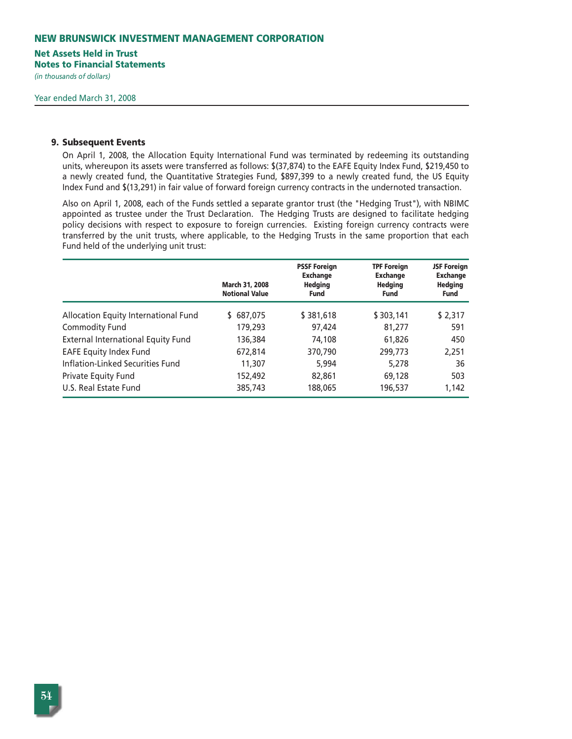## 9. Subsequent Events

On April 1, 2008, the Allocation Equity International Fund was terminated by redeeming its outstanding units, whereupon its assets were transferred as follows: $(37,874) to the EAFE Equity Index Fund, $219,450 to a newly created fund, the Quantitative Strategies Fund, $897,399 to a newly created fund, the US Equity Index Fund and $(13,291) in fair value of forward foreign currency contracts in the undernoted transaction.

Also on April 1, 2008, each of the Funds settled a separate grantor trust (the "Hedging Trust"), with NBIMC appointed as trustee under the Trust Declaration. The Hedging Trusts are designed to facilitate hedging policy decisions with respect to exposure to foreign currencies. Existing foreign currency contracts were transferred by the unit trusts, where applicable, to the Hedging Trusts in the same proportion that each Fund held of the underlying unit trust:

| | March 31, 2008 Notional Value | PSSF Foreign Exchange Hedging Fund | TPF Foreign Exchange Hedging Fund | JSF Foreign Exchange Hedging Fund |
|---|---|---|---|---|
| Allocation Equity International Fund | $ 687,075 | $ 381,618 | $ 303,141 | $ 2,317 |
| Commodity Fund | 179,293 | 97,424 | 81,277 | 591 |
| External International Equity Fund | 136,384 | 74,108 | 61,826 | 450 |
| EAFE Equity Index Fund | 672,814 | 370,790 | 299,773 | 2,251 |
| Inflation-Linked Securities Fund | 11,307 | 5,994 | 5,278 | 36 |
| Private Equity Fund | 152,492 | 82,861 | 69,128 | 503 |
| U.S. Real Estate Fund | 385,743 | 188,065 | 196,537 | 1,142 |